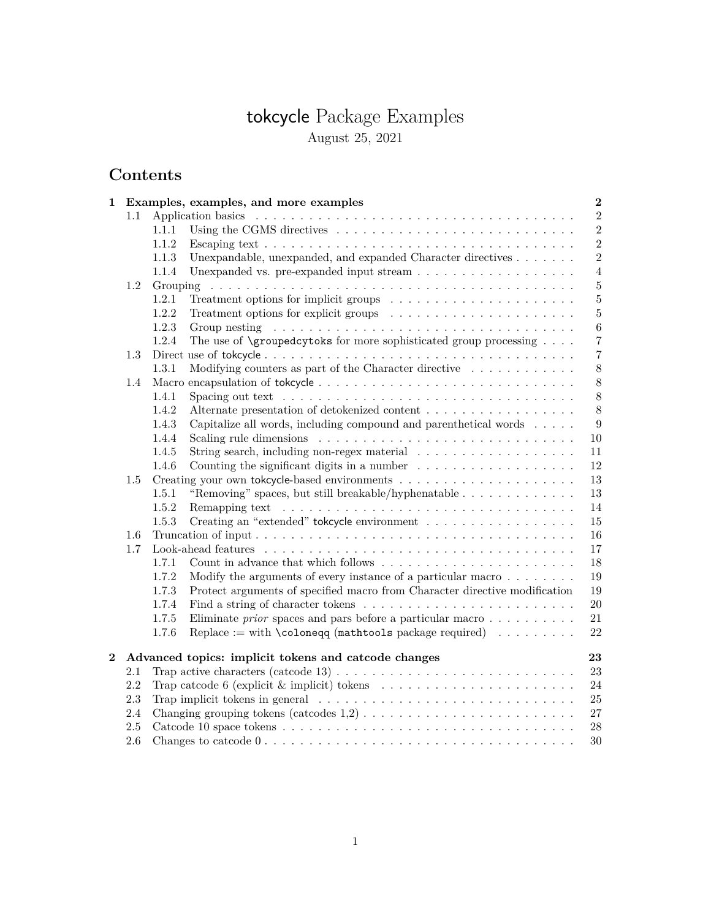# tokcycle Package Examples

August 25, 2021

## Contents

- **1 Examples, examples, and more examples** — **2**
  - 1.1 Application basics — 2
    - 1.1.1 Using the CGMS directives — 2
    - 1.1.2 Escaping text — 2
    - 1.1.3 Unexpandable, unexpanded, and expanded Character directives — 2
    - 1.1.4 Unexpanded vs. pre-expanded input stream — 4
  - 1.2 Grouping — 5
    - 1.2.1 Treatment options for implicit groups — 5
    - 1.2.2 Treatment options for explicit groups — 5
    - 1.2.3 Group nesting — 6
    - 1.2.4 The use of `\groupedcytoks` for more sophisticated group processing — 7
  - 1.3 Direct use of tokcycle — 7
    - 1.3.1 Modifying counters as part of the Character directive — 8
  - 1.4 Macro encapsulation of tokcycle — 8
    - 1.4.1 Spacing out text — 8
    - 1.4.2 Alternate presentation of detokenized content — 8
    - 1.4.3 Capitalize all words, including compound and parenthetical words — 9
    - 1.4.4 Scaling rule dimensions — 10
    - 1.4.5 String search, including non-regex material — 11
    - 1.4.6 Counting the significant digits in a number — 12
  - 1.5 Creating your own tokcycle-based environments — 13
    - 1.5.1 "Removing" spaces, but still breakable/hyphenatable — 13
    - 1.5.2 Remapping text — 14
    - 1.5.3 Creating an "extended" tokcycle environment — 15
  - 1.6 Truncation of input — 16
  - 1.7 Look-ahead features — 17
    - 1.7.1 Count in advance that which follows — 18
    - 1.7.2 Modify the arguments of every instance of a particular macro — 19
    - 1.7.3 Protect arguments of specified macro from Character directive modification — 19
    - 1.7.4 Find a string of character tokens — 20
    - 1.7.5 Eliminate *prior* spaces and pars before a particular macro — 21
    - 1.7.6 Replace := with `\coloneqq` (`mathtools` package required) — 22
- **2 Advanced topics: implicit tokens and catcode changes** — **23**
  - 2.1 Trap active characters (catcode 13) — 23
  - 2.2 Trap catcode 6 (explicit & implicit) tokens — 24
  - 2.3 Trap implicit tokens in general — 25
  - 2.4 Changing grouping tokens (catcodes 1,2) — 27
  - 2.5 Catcode 10 space tokens — 28
  - 2.6 Changes to catcode 0 — 30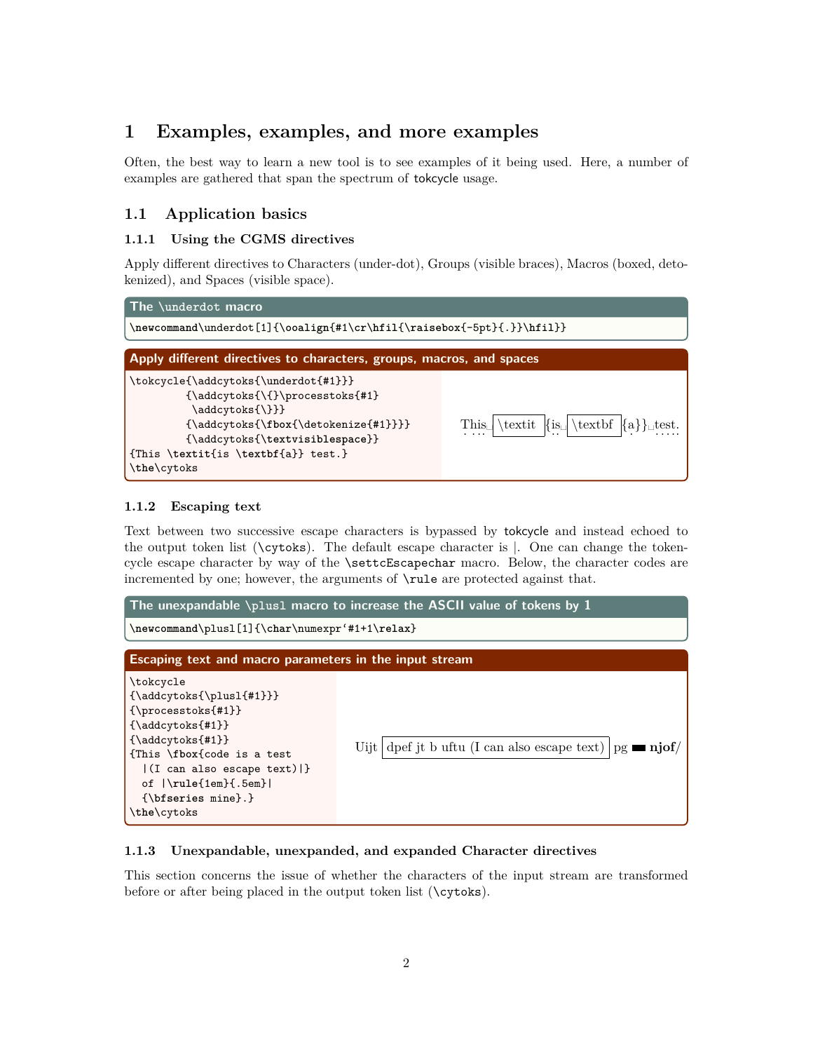# 1 Examples, examples, and more examples

Often, the best way to learn a new tool is to see examples of it being used. Here, a number of examples are gathered that span the spectrum of tokcycle usage.

## 1.1 Application basics

### 1.1.1 Using the CGMS directives

Apply different directives to Characters (under-dot), Groups (visible braces), Macros (boxed, detokenized), and Spaces (visible space).

**The \underdot macro**

```
\newcommand\underdot[1]{\ooalign{#1\cr\hfil{\raisebox{-5pt}{.}}\hfil}}
```

**Apply different directives to characters, groups, macros, and spaces**

```
\tokcycle{\addcytoks{\underdot{#1}}}
        {\addcytoks{\{}\processtoks{#1}
         \addcytoks{\}}}
        {\addcytoks{\fbox{\detokenize{#1}}}}
        {\addcytoks{\textvisiblespace}}
{This \textit{is \textbf{a}} test.}
\the\cytoks
```

This␣ \textit {is␣ \textbf {a}}␣test.

### 1.1.2 Escaping text

Text between two successive escape characters is bypassed by tokcycle and instead echoed to the output token list (\cytoks). The default escape character is |. One can change the token-cycle escape character by way of the \settcEscapechar macro. Below, the character codes are incremented by one; however, the arguments of \rule are protected against that.

**The unexpandable \plusl macro to increase the ASCII value of tokens by 1**

```
\newcommand\plusl[1]{\char\numexpr`#1+1\relax}
```

**Escaping text and macro parameters in the input stream**

```
\tokcycle
{\addcytoks{\plusl{#1}}}
{\processtoks{#1}}
{\addcytoks{#1}}
{\addcytoks{#1}}
{This \fbox{code is a test
  |(I can also escape text)|}
  of |\rule{1em}{.5em}|
  {\bfseries mine}.}
\the\cytoks
```

Uijt dpef jt b uftu (I can also escape text) pg ▬ **njof/**

### 1.1.3 Unexpandable, unexpanded, and expanded Character directives

This section concerns the issue of whether the characters of the input stream are transformed before or after being placed in the output token list (\cytoks).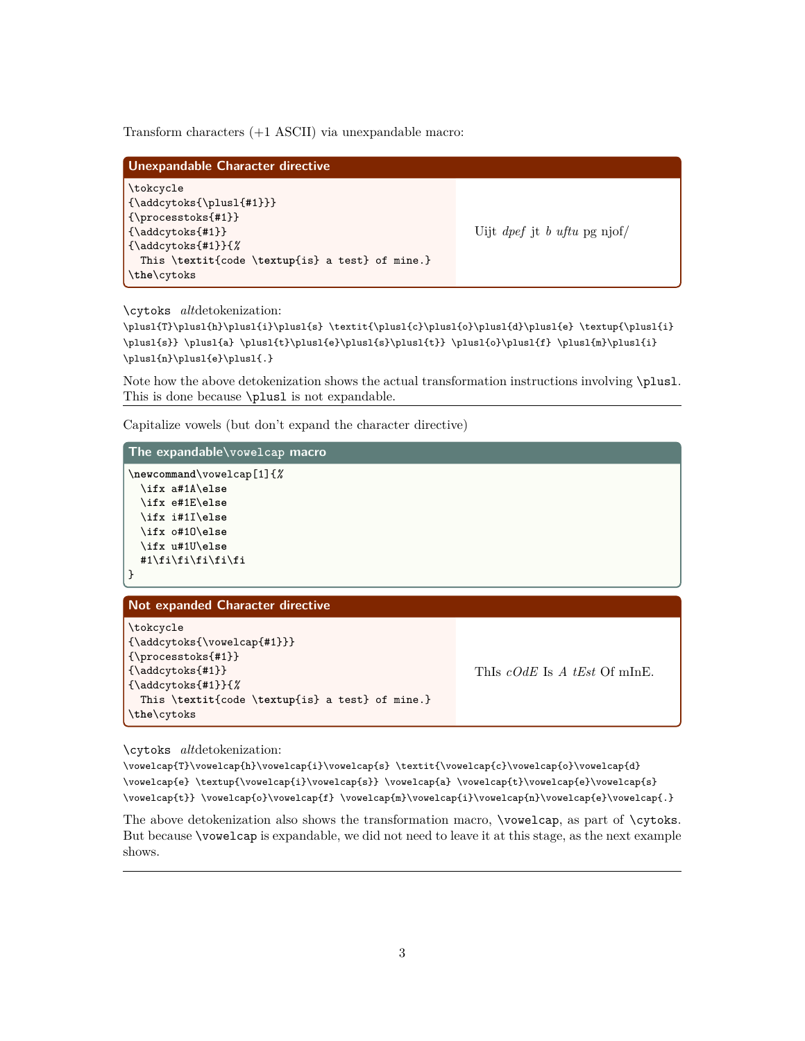Transform characters (+1 ASCII) via unexpandable macro:

**Unexpandable Character directive**

```
\tokcycle
{\addcytoks{\plusl{#1}}}
{\processtoks{#1}}
{\addcytoks{#1}}
{\addcytoks{#1}}{%
  This \textit{code \textup{is} a test} of mine.}
\the\cytoks
```

Uijt *dpef* jt *b uftu* pg njof/

`\cytoks` *alt*detokenization:

```
\plusl{T}\plusl{h}\plusl{i}\plusl{s} \textit{\plusl{c}\plusl{o}\plusl{d}\plusl{e} \textup{\plusl{i}
\plusl{s}} \plusl{a} \plusl{t}\plusl{e}\plusl{s}\plusl{t}} \plusl{o}\plusl{f} \plusl{m}\plusl{i}
\plusl{n}\plusl{e}\plusl{.}
```

Note how the above detokenization shows the actual transformation instructions involving `\plusl`. This is done because `\plusl` is not expandable.

---

Capitalize vowels (but don't expand the character directive)

**The expandable `\vowelcap` macro**

```
\newcommand\vowelcap[1]{%
  \ifx a#1A\else
  \ifx e#1E\else
  \ifx i#1I\else
  \ifx o#1O\else
  \ifx u#1U\else
  #1\fi\fi\fi\fi\fi
}
```

**Not expanded Character directive**

```
\tokcycle
{\addcytoks{\vowelcap{#1}}}
{\processtoks{#1}}
{\addcytoks{#1}}
{\addcytoks{#1}}{%
  This \textit{code \textup{is} a test} of mine.}
\the\cytoks
```

ThIs *cOdE* Is *A tEst* Of mInE.

`\cytoks` *alt*detokenization:

```
\vowelcap{T}\vowelcap{h}\vowelcap{i}\vowelcap{s} \textit{\vowelcap{c}\vowelcap{o}\vowelcap{d}
\vowelcap{e} \textup{\vowelcap{i}\vowelcap{s}} \vowelcap{a} \vowelcap{t}\vowelcap{e}\vowelcap{s}
\vowelcap{t}} \vowelcap{o}\vowelcap{f} \vowelcap{m}\vowelcap{i}\vowelcap{n}\vowelcap{e}\vowelcap{.}
```

The above detokenization also shows the transformation macro, `\vowelcap`, as part of `\cytoks`. But because `\vowelcap` is expandable, we did not need to leave it at this stage, as the next example shows.

---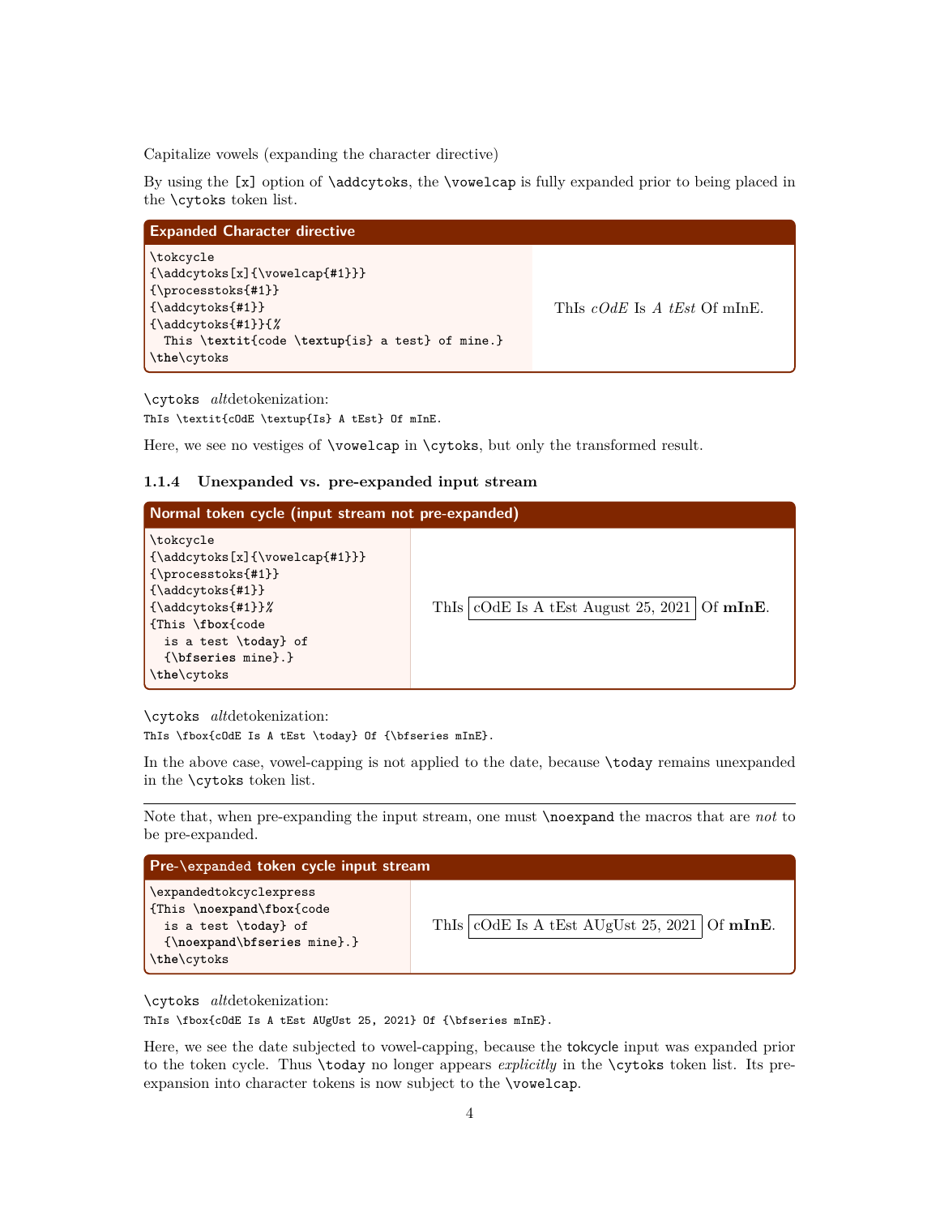Capitalize vowels (expanding the character directive)

By using the `[x]` option of `\addcytoks`, the `\vowelcap` is fully expanded prior to being placed in the `\cytoks` token list.

**Expanded Character directive**

```
\tokcycle
{\addcytoks[x]{\vowelcap{#1}}}
{\processtoks{#1}}
{\addcytoks{#1}}
{\addcytoks{#1}}{%
  This \textit{code \textup{is} a test} of mine.}
\the\cytoks
```

ThIs *cOdE* Is *A tEst* Of mInE.

`\cytoks` *alt*detokenization:
`ThIs \textit{cOdE \textup{Is} A tEst} Of mInE.`

Here, we see no vestiges of `\vowelcap` in `\cytoks`, but only the transformed result.

### 1.1.4 Unexpanded vs. pre-expanded input stream

**Normal token cycle (input stream not pre-expanded)**

```
\tokcycle
{\addcytoks[x]{\vowelcap{#1}}}
{\processtoks{#1}}
{\addcytoks{#1}}
{\addcytoks{#1}}%
{This \fbox{code
  is a test \today} of
  {\bfseries mine}.}
\the\cytoks
```

ThIs [cOdE Is A tEst August 25, 2021] Of **mInE**.

`\cytoks` *alt*detokenization:
`ThIs \fbox{cOdE Is A tEst \today} Of {\bfseries mInE}.`

In the above case, vowel-capping is not applied to the date, because `\today` remains unexpanded in the `\cytoks` token list.

---

Note that, when pre-expanding the input stream, one must `\noexpand` the macros that are *not* to be pre-expanded.

**Pre-`\expanded` token cycle input stream**

```
\expandedtokcyclexpress
{This \noexpand\fbox{code
  is a test \today} of
  {\noexpand\bfseries mine}.}
\the\cytoks
```

ThIs [cOdE Is A tEst AUgUst 25, 2021] Of **mInE**.

`\cytoks` *alt*detokenization:
`ThIs \fbox{cOdE Is A tEst AUgUst 25, 2021} Of {\bfseries mInE}.`

Here, we see the date subjected to vowel-capping, because the tokcycle input was expanded prior to the token cycle. Thus `\today` no longer appears *explicitly* in the `\cytoks` token list. Its pre-expansion into character tokens is now subject to the `\vowelcap`.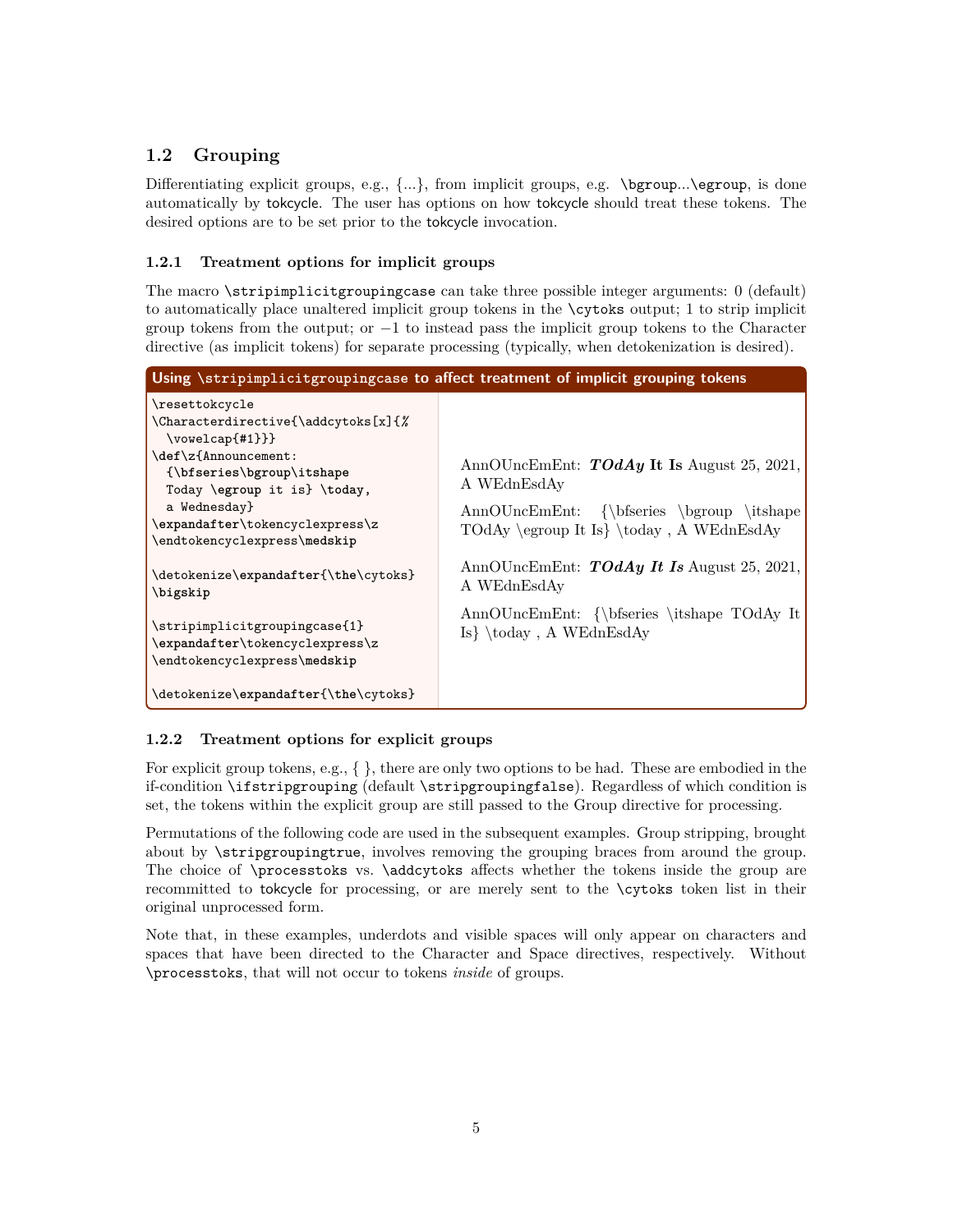## 1.2 Grouping

Differentiating explicit groups, e.g., {...}, from implicit groups, e.g. `\bgroup`...`\egroup`, is done automatically by tokcycle. The user has options on how tokcycle should treat these tokens. The desired options are to be set prior to the tokcycle invocation.

### 1.2.1 Treatment options for implicit groups

The macro `\stripimplicitgroupingcase` can take three possible integer arguments: 0 (default) to automatically place unaltered implicit group tokens in the `\cytoks` output; 1 to strip implicit group tokens from the output; or −1 to instead pass the implicit group tokens to the Character directive (as implicit tokens) for separate processing (typically, when detokenization is desired).

**Using `\stripimplicitgroupingcase` to affect treatment of implicit grouping tokens**

```
\resettokcycle
\Characterdirective{\addcytoks[x]{%
  \vowelcap{#1}}}
\def\z{Announcement:
  {\bfseries\bgroup\itshape
  Today \egroup it is} \today,
  a Wednesday}
\expandafter\tokencyclexpress\z
\endtokencyclexpress\medskip

\detokenize\expandafter{\the\cytoks}
\bigskip

\stripimplicitgroupingcase{1}
\expandafter\tokencyclexpress\z
\endtokencyclexpress\medskip

\detokenize\expandafter{\the\cytoks}
```

AnnOUncEmEnt: ***TOdAy* It Is** August 25, 2021, A WEdnEsdAy

AnnOUncEmEnt: {\bfseries \bgroup \itshape TOdAy \egroup It Is} \today , A WEdnEsdAy

AnnOUncEmEnt: ***TOdAy It Is*** August 25, 2021, A WEdnEsdAy

AnnOUncEmEnt: {\bfseries \itshape TOdAy It Is} \today , A WEdnEsdAy

### 1.2.2 Treatment options for explicit groups

For explicit group tokens, e.g., { }, there are only two options to be had. These are embodied in the if-condition `\ifstripgrouping` (default `\stripgroupingfalse`). Regardless of which condition is set, the tokens within the explicit group are still passed to the Group directive for processing.

Permutations of the following code are used in the subsequent examples. Group stripping, brought about by `\stripgroupingtrue`, involves removing the grouping braces from around the group. The choice of `\processtoks` vs. `\addcytoks` affects whether the tokens inside the group are recommitted to tokcycle for processing, or are merely sent to the `\cytoks` token list in their original unprocessed form.

Note that, in these examples, underdots and visible spaces will only appear on characters and spaces that have been directed to the Character and Space directives, respectively. Without `\processtoks`, that will not occur to tokens *inside* of groups.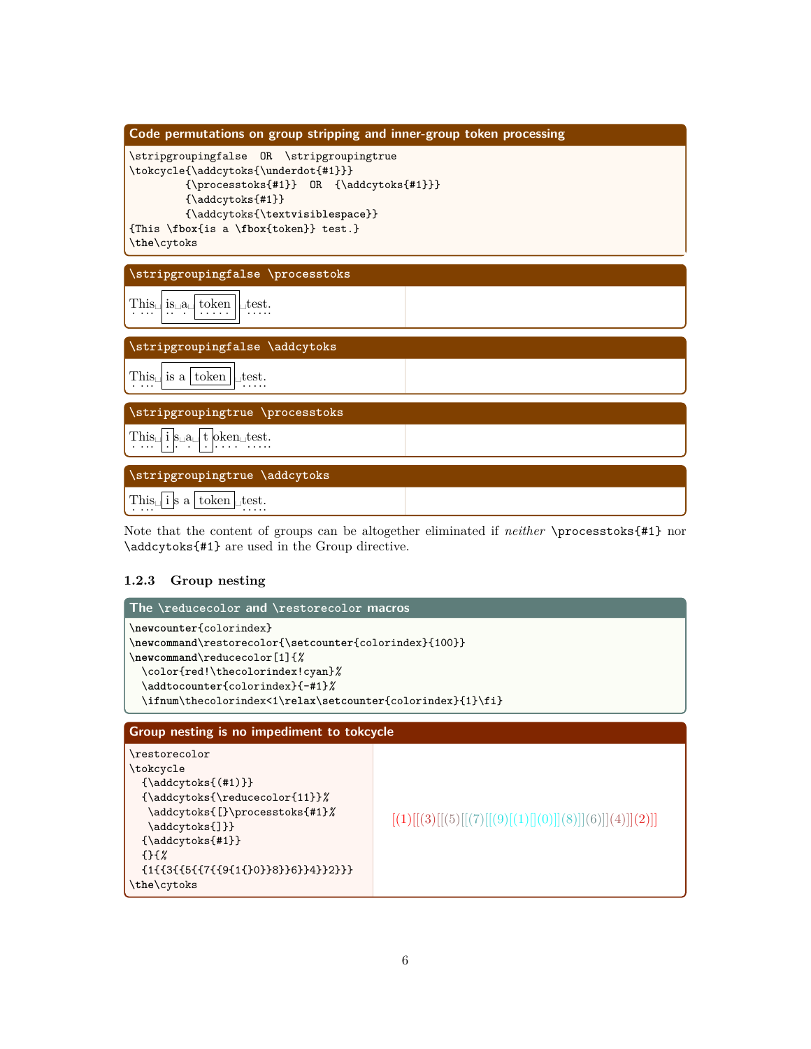**Code permutations on group stripping and inner-group token processing**

```
\stripgroupingfalse  OR  \stripgroupingtrue
\tokcycle{\addcytoks{\underdot{#1}}}
         {\processtoks{#1}}  OR  {\addcytoks{#1}}}
         {\addcytoks{#1}}
         {\addcytoks{\textvisiblespace}}
{This \fbox{is a \fbox{token}} test.}
\the\cytoks
```

**`\stripgroupingfalse \processtoks`**

This␣ is␣a␣ token ␣test.

**`\stripgroupingfalse \addcytoks`**

This␣ is a token ␣test.

**`\stripgroupingtrue \processtoks`**

This␣ i s␣a␣ t oken␣test.

**`\stripgroupingtrue \addcytoks`**

This␣ i s a token ␣test.

Note that the content of groups can be altogether eliminated if *neither* `\processtoks{#1}` nor `\addcytoks{#1}` are used in the Group directive.

### 1.2.3 Group nesting

**The `\reducecolor` and `\restorecolor` macros**

```
\newcounter{colorindex}
\newcommand\restorecolor{\setcounter{colorindex}{100}}
\newcommand\reducecolor[1]{%
  \color{red!\thecolorindex!cyan}%
  \addtocounter{colorindex}{-#1}%
  \ifnum\thecolorindex<1\relax\setcounter{colorindex}{1}\fi}
```

**Group nesting is no impediment to tokcycle**

```
\restorecolor
\tokcycle
  {\addcytoks{(#1)}}
  {\addcytoks{\reducecolor{11}}%
   \addcytoks{[}\processtoks{#1}%
   \addcytoks{]}}
  {\addcytoks{#1}}
  {}{%
  {1{{3{{5{{7{{9{1{}0}}8}}6}}4}}2}}}
\the\cytoks
```

[(1)[[(3)[[(5)[[(7)[[(9)[(1)[](0)]](8)]](6)]](4)]](2)]]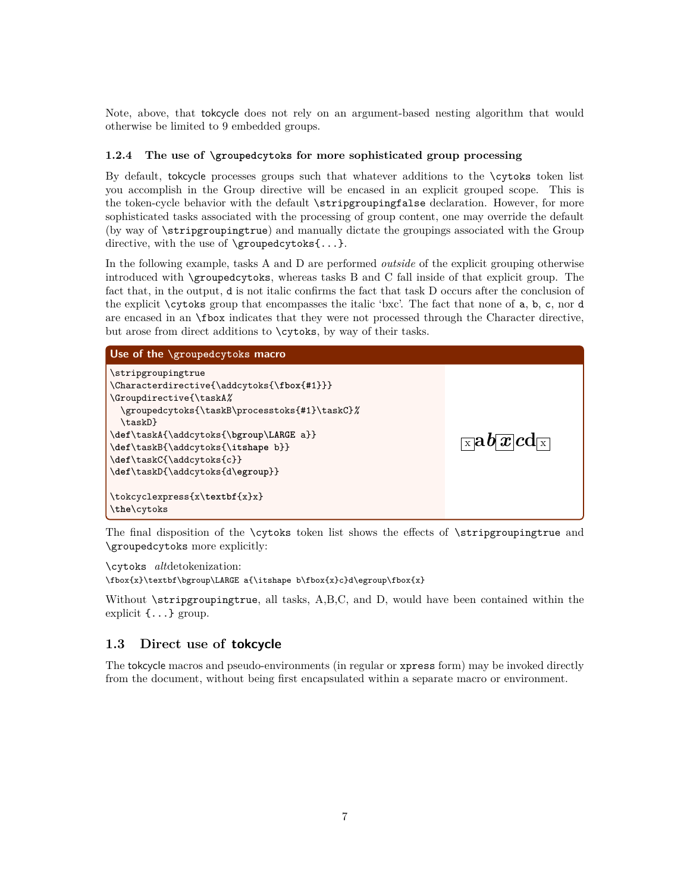Note, above, that tokcycle does not rely on an argument-based nesting algorithm that would otherwise be limited to 9 embedded groups.

### 1.2.4 The use of `\groupedcytoks` for more sophisticated group processing

By default, tokcycle processes groups such that whatever additions to the `\cytoks` token list you accomplish in the Group directive will be encased in an explicit grouped scope. This is the token-cycle behavior with the default `\stripgroupingfalse` declaration. However, for more sophisticated tasks associated with the processing of group content, one may override the default (by way of `\stripgroupingtrue`) and manually dictate the groupings associated with the Group directive, with the use of `\groupedcytoks{...}`.

In the following example, tasks A and D are performed *outside* of the explicit grouping otherwise introduced with `\groupedcytoks`, whereas tasks B and C fall inside of that explicit group. The fact that, in the output, `d` is not italic confirms the fact that task D occurs after the conclusion of the explicit `\cytoks` group that encompasses the italic 'bxc'. The fact that none of `a`, `b`, `c`, nor `d` are encased in an `\fbox` indicates that they were not processed through the Character directive, but arose from direct additions to `\cytoks`, by way of their tasks.

**Use of the `\groupedcytoks` macro**

```
\stripgroupingtrue
\Characterdirective{\addcytoks{\fbox{#1}}}
\Groupdirective{\taskA%
  \groupedcytoks{\taskB\processtoks{#1}\taskC}%
  \taskD}
\def\taskA{\addcytoks{\bgroup\LARGE a}}
\def\taskB{\addcytoks{\itshape b}}
\def\taskC{\addcytoks{c}}
\def\taskD{\addcytoks{d\egroup}}

\tokcyclexpress{x\textbf{x}x}
\the\cytoks
```

Output: [x] **a*b*[*x*]*c*d** [x]

The final disposition of the `\cytoks` token list shows the effects of `\stripgroupingtrue` and `\groupedcytoks` more explicitly:

`\cytoks` *alt*detokenization:
`\fbox{x}\textbf\bgroup\LARGE a{\itshape b\fbox{x}c}d\egroup\fbox{x}`

Without `\stripgroupingtrue`, all tasks, A,B,C, and D, would have been contained within the explicit `{...}` group.

## 1.3 Direct use of tokcycle

The tokcycle macros and pseudo-environments (in regular or `xpress` form) may be invoked directly from the document, without being first encapsulated within a separate macro or environment.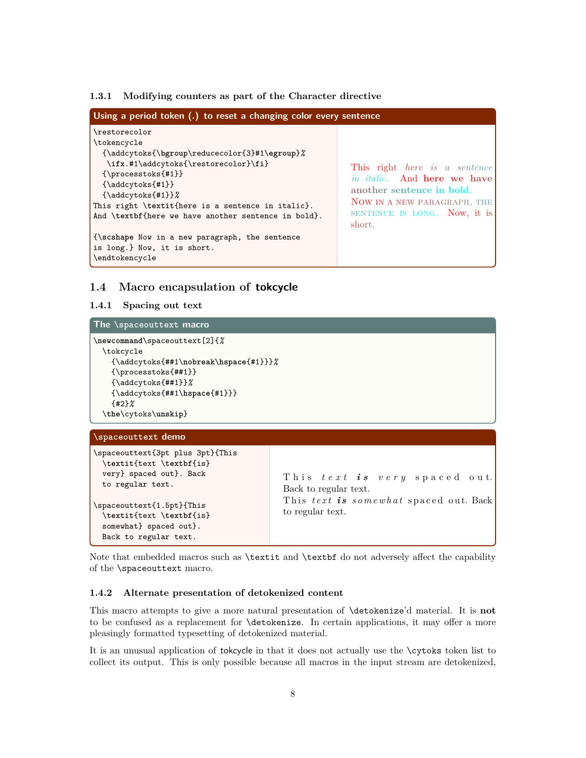### 1.3.1 Modifying counters as part of the Character directive

**Using a period token (.) to reset a changing color every sentence**

```
\restorecolor
\tokencycle
  {\addcytoks{\bgroup\reducecolor{3}#1\egroup}%
   \ifx.#1\addcytoks{\restorecolor}\fi}
  {\processtoks{#1}}
  {\addcytoks{#1}}
  {\addcytoks{#1}}%
This right \textit{here is a sentence in italic}.
And \textbf{here we have another sentence in bold}.

{\scshape Now in a new paragraph, the sentence
is long.} Now, it is short.
\endtokencycle
```

This right *here is a sentence in italic*. And **here we have another sentence in bold**.

Now in a new paragraph, the sentence is long. Now, it is short.

## 1.4 Macro encapsulation of tokcycle

### 1.4.1 Spacing out text

**The \spaceouttext macro**

```
\newcommand\spaceouttext[2]{%
  \tokcycle
    {\addcytoks{##1\nobreak\hspace{#1}}}%
    {\processtoks{##1}}
    {\addcytoks{##1}}%
    {\addcytoks{##1\hspace{#1}}}
    {#2}%
  \the\cytoks\unskip}
```

**\spaceouttext demo**

```
\spaceouttext{3pt plus 3pt}{This
  \textit{text \textbf{is}
  very} spaced out}. Back
  to regular text.

\spaceouttext{1.5pt}{This
  \textit{text \textbf{is}
  somewhat} spaced out}.
  Back to regular text.
```

T h i s *t e x t **i s** v e r y* s p a c e d o u t. Back to regular text.

T h i s *t e x t **i s** s o m e w h a t* s p a c e d o u t. Back to regular text.

Note that embedded macros such as `\textit` and `\textbf` do not adversely affect the capability of the `\spaceouttext` macro.

### 1.4.2 Alternate presentation of detokenized content

This macro attempts to give a more natural presentation of `\detokenize`'d material. It is **not** to be confused as a replacement for `\detokenize`. In certain applications, it may offer a more pleasingly formatted typesetting of detokenized material.

It is an unusual application of tokcycle in that it does not actually use the `\cytoks` token list to collect its output. This is only possible because all macros in the input stream are detokenized,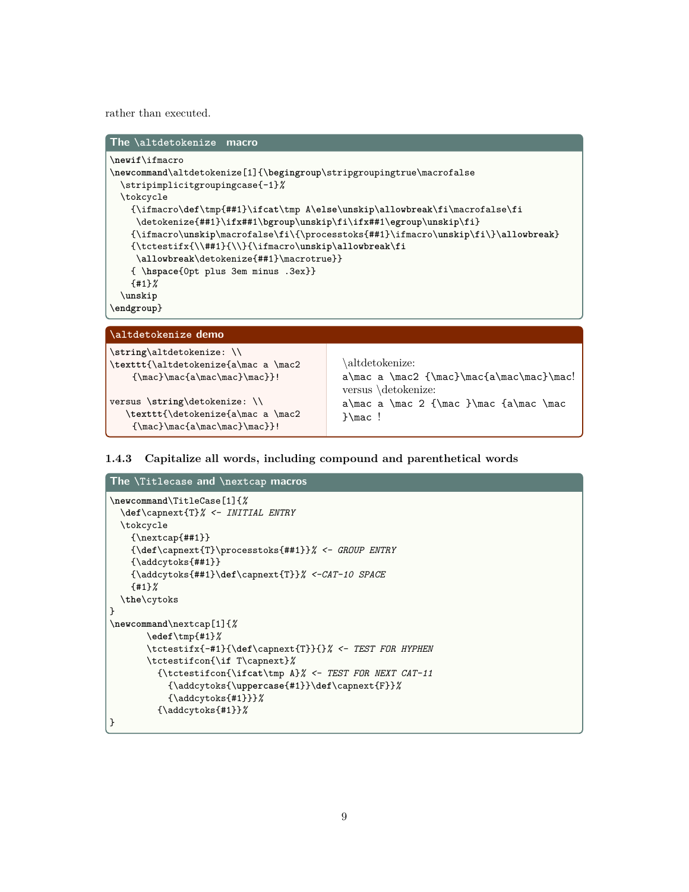rather than executed.

**The \altdetokenize macro**

```
\newif\ifmacro
\newcommand\altdetokenize[1]{\begingroup\stripgroupingtrue\macrofalse
  \stripimplicitgroupingcase{-1}%
  \tokcycle
    {\ifmacro\def\tmp{##1}\ifcat\tmp A\else\unskip\allowbreak\fi\macrofalse\fi
     \detokenize{##1}\ifx##1\bgroup\unskip\fi\ifx##1\egroup\unskip\fi}
    {\ifmacro\unskip\macrofalse\fi\{\processtoks{##1}\ifmacro\unskip\fi\}\allowbreak}
    {\tctestifx{\\##1}{\\}{\ifmacro\unskip\allowbreak\fi
     \allowbreak\detokenize{##1}\macrotrue}}
    { \hspace{0pt plus 3em minus .3ex}}
    {#1}%
  \unskip
\endgroup}
```

**\altdetokenize demo**

```
\string\altdetokenize: \\
\texttt{\altdetokenize{a\mac a \mac2
    {\mac}\mac{a\mac\mac}\mac}}!

versus \string\detokenize: \\
   \texttt{\detokenize{a\mac a \mac2
    {\mac}\mac{a\mac\mac}\mac}}!
```

\altdetokenize:
`a\mac a \mac2 {\mac}\mac{a\mac\mac}\mac!`
versus \detokenize:
`a\mac a \mac 2 {\mac }\mac {a\mac \mac }\mac !`

### 1.4.3 Capitalize all words, including compound and parenthetical words

**The \Titlecase and \nextcap macros**

```
\newcommand\TitleCase[1]{%
  \def\capnext{T}% <- INITIAL ENTRY
  \tokcycle
    {\nextcap{##1}}
    {\def\capnext{T}\processtoks{##1}}% <- GROUP ENTRY
    {\addcytoks{##1}}
    {\addcytoks{##1}\def\capnext{T}}% <-CAT-10 SPACE
    {#1}%
  \the\cytoks
}
\newcommand\nextcap[1]{%
       \edef\tmp{#1}%
       \tctestifx{-#1}{\def\capnext{T}}{}% <- TEST FOR HYPHEN
       \tctestifcon{\if T\capnext}%
         {\tctestifcon{\ifcat\tmp A}% <- TEST FOR NEXT CAT-11
           {\addcytoks{\uppercase{#1}}\def\capnext{F}}%
           {\addcytoks{#1}}}%
         {\addcytoks{#1}}%
}
```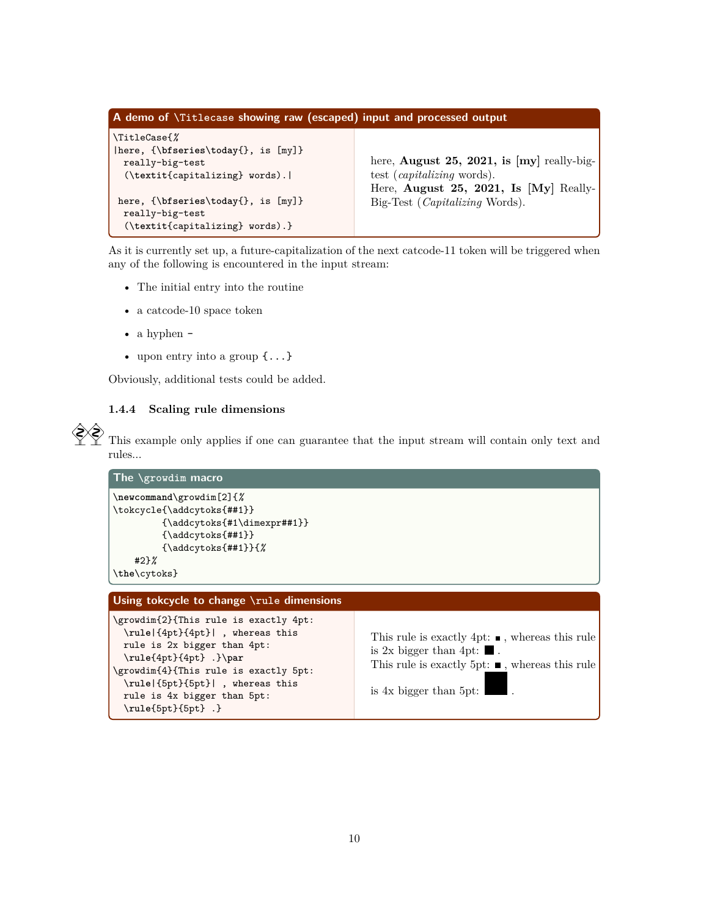**A demo of \Titlecase showing raw (escaped) input and processed output**

```
\TitleCase{%
|here, {\bfseries\today{}, is [my]}
  really-big-test
  (\textit{capitalizing} words).|

 here, {\bfseries\today{}, is [my]}
  really-big-test
  (\textit{capitalizing} words).}
```

here, **August 25, 2021, is [my]** really-big-test (*capitalizing* words).
Here, **August 25, 2021, Is [My]** Really-Big-Test (*Capitalizing* Words).

As it is currently set up, a future-capitalization of the next catcode-11 token will be triggered when any of the following is encountered in the input stream:

- The initial entry into the routine
- a catcode-10 space token
- a hyphen `-`
- upon entry into a group `{...}`

Obviously, additional tests could be added.

#### 1.4.4 Scaling rule dimensions

This example only applies if one can guarantee that the input stream will contain only text and rules...

**The \growdim macro**

```
\newcommand\growdim[2]{%
\tokcycle{\addcytoks{##1}}
         {\addcytoks{#1\dimexpr##1}}
         {\addcytoks{##1}}
         {\addcytoks{##1}}{%
    #2}%
\the\cytoks}
```

**Using tokcycle to change \rule dimensions**

```
\growdim{2}{This rule is exactly 4pt:
  \rule|{4pt}{4pt}| , whereas this
  rule is 2x bigger than 4pt:
  \rule{4pt}{4pt} .}\par
\growdim{4}{This rule is exactly 5pt:
  \rule|{5pt}{5pt}| , whereas this
  rule is 4x bigger than 5pt:
  \rule{5pt}{5pt} .}
```

This rule is exactly 4pt: ■ , whereas this rule is 2x bigger than 4pt: ■ .
This rule is exactly 5pt: ■ , whereas this rule is 4x bigger than 5pt: ■ .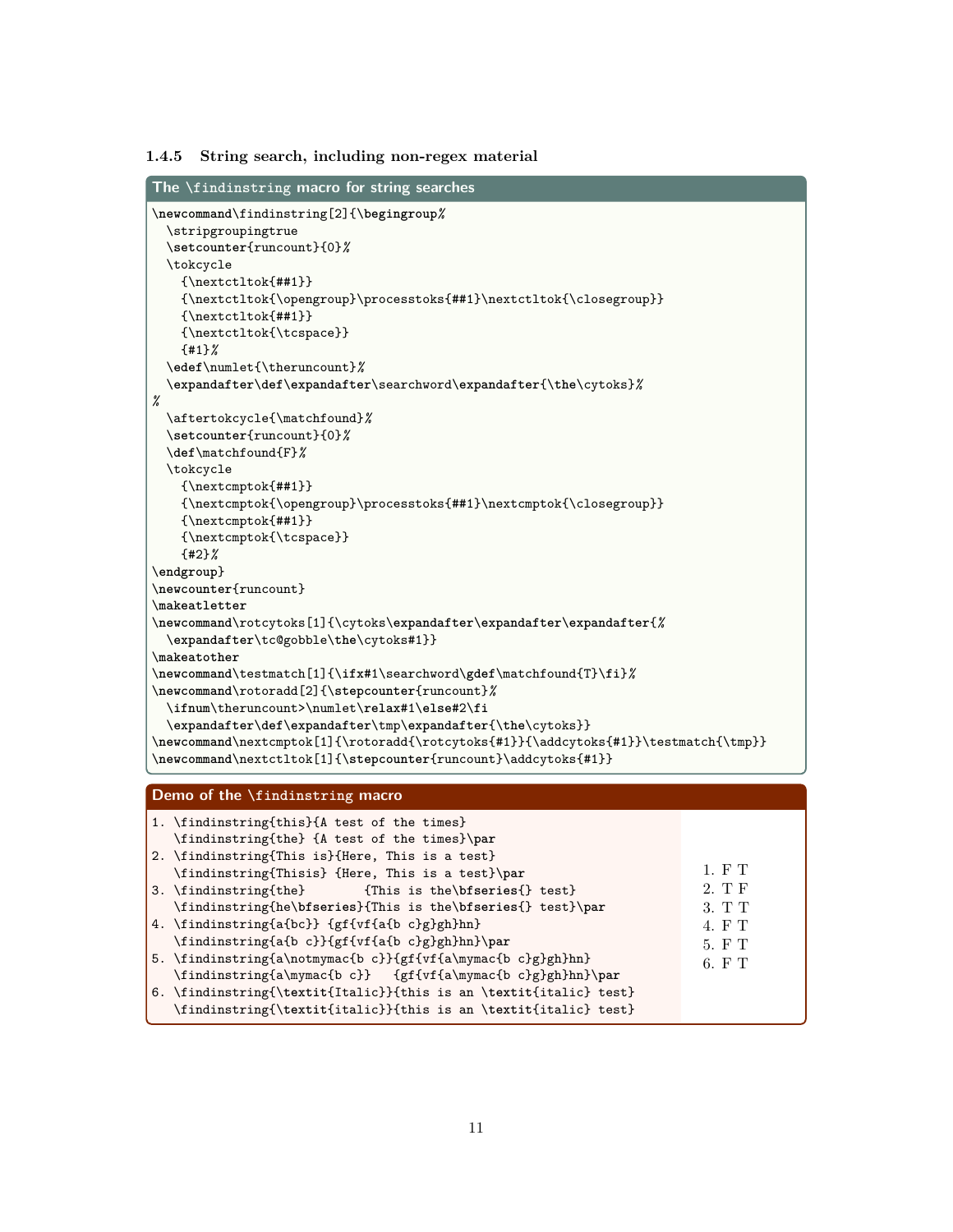### 1.4.5 String search, including non-regex material

**The `\findinstring` macro for string searches**

```
\newcommand\findinstring[2]{\begingroup%
  \stripgroupingtrue
  \setcounter{runcount}{0}%
  \tokcycle
    {\nextctltok{##1}}
    {\nextctltok{\opengroup}\processtoks{##1}\nextctltok{\closegroup}}
    {\nextctltok{##1}}
    {\nextctltok{\tcspace}}
    {#1}%
  \edef\numlet{\theruncount}%
  \expandafter\def\expandafter\searchword\expandafter{\the\cytoks}%
%
  \aftertokcycle{\matchfound}%
  \setcounter{runcount}{0}%
  \def\matchfound{F}%
  \tokcycle
    {\nextcmptok{##1}}
    {\nextcmptok{\opengroup}\processtoks{##1}\nextcmptok{\closegroup}}
    {\nextcmptok{##1}}
    {\nextcmptok{\tcspace}}
    {#2}%
\endgroup}
\newcounter{runcount}
\makeatletter
\newcommand\rotcytoks[1]{\cytoks\expandafter\expandafter\expandafter{%
  \expandafter\tc@gobble\the\cytoks#1}}
\makeatother
\newcommand\testmatch[1]{\ifx#1\searchword\gdef\matchfound{T}\fi}%
\newcommand\rotoradd[2]{\stepcounter{runcount}%
  \ifnum\theruncount>\numlet\relax#1\else#2\fi
  \expandafter\def\expandafter\tmp\expandafter{\the\cytoks}}
\newcommand\nextcmptok[1]{\rotoradd{\rotcytoks{#1}}{\addcytoks{#1}}\testmatch{\tmp}}
\newcommand\nextctltok[1]{\stepcounter{runcount}\addcytoks{#1}}
```

**Demo of the `\findinstring` macro**

```
1. \findinstring{this}{A test of the times}
   \findinstring{the} {A test of the times}\par
2. \findinstring{This is}{Here, This is a test}
   \findinstring{Thisis} {Here, This is a test}\par
3. \findinstring{the}        {This is the\bfseries{} test}
   \findinstring{he\bfseries}{This is the\bfseries{} test}\par
4. \findinstring{a{bc}} {gf{vf{a{b c}g}gh}hn}
   \findinstring{a{b c}}{gf{vf{a{b c}g}gh}hn}\par
5. \findinstring{a\notmymac{b c}}{gf{vf{a\mymac{b c}g}gh}hn}
   \findinstring{a\mymac{b c}}   {gf{vf{a\mymac{b c}g}gh}hn}\par
6. \findinstring{\textit{Italic}}{this is an \textit{italic} test}
   \findinstring{\textit{italic}}{this is an \textit{italic} test}
```

1. F T
2. T F
3. T T
4. F T
5. F T
6. F T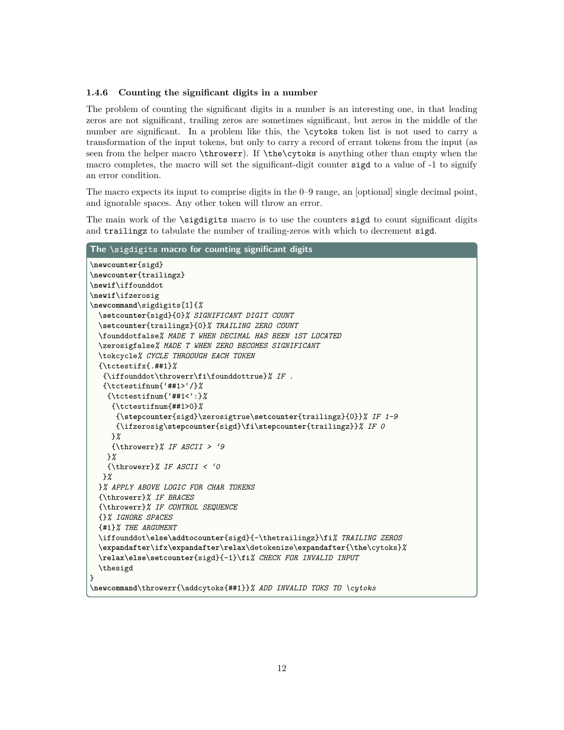### 1.4.6 Counting the significant digits in a number

The problem of counting the significant digits in a number is an interesting one, in that leading zeros are not significant, trailing zeros are sometimes significant, but zeros in the middle of the number are significant. In a problem like this, the `\cytoks` token list is not used to carry a transformation of the input tokens, but only to carry a record of errant tokens from the input (as seen from the helper macro `\throwerr`). If `\the\cytoks` is anything other than empty when the macro completes, the macro will set the significant-digit counter `sigd` to a value of -1 to signify an error condition.

The macro expects its input to comprise digits in the 0–9 range, an [optional] single decimal point, and ignorable spaces. Any other token will throw an error.

The main work of the `\sigdigits` macro is to use the counters `sigd` to count significant digits and `trailingz` to tabulate the number of trailing-zeros with which to decrement `sigd`.

**The `\sigdigits` macro for counting significant digits**

```
\newcounter{sigd}
\newcounter{trailingz}
\newif\iffounddot
\newif\ifzerosig
\newcommand\sigdigits[1]{%
  \setcounter{sigd}{0}% SIGNIFICANT DIGIT COUNT
  \setcounter{trailingz}{0}% TRAILING ZERO COUNT
  \founddotfalse% MADE T WHEN DECIMAL HAS BEEN 1ST LOCATED
  \zerosigfalse% MADE T WHEN ZERO BECOMES SIGNIFICANT
  \tokcycle% CYCLE THROOUGH EACH TOKEN
  {\tctestifx{.##1}%
   {\iffounddot\throwerr\fi\founddottrue}% IF .
   {\tctestifnum{`##1>`/}%
    {\tctestifnum{`##1<`:}%
     {\tctestifnum{##1>0}%
      {\stepcounter{sigd}\zerosigtrue\setcounter{trailingz}{0}}% IF 1-9
      {\ifzerosig\stepcounter{sigd}\fi\stepcounter{trailingz}}% IF 0
     }%
     {\throwerr}% IF ASCII > `9
    }%
    {\throwerr}% IF ASCII < `0
   }%
  }% APPLY ABOVE LOGIC FOR CHAR TOKENS
  {\throwerr}% IF BRACES
  {\throwerr}% IF CONTROL SEQUENCE
  {}% IGNORE SPACES
  {#1}% THE ARGUMENT
  \iffounddot\else\addtocounter{sigd}{-\thetrailingz}\fi% TRAILING ZEROS
  \expandafter\ifx\expandafter\relax\detokenize\expandafter{\the\cytoks}%
  \relax\else\setcounter{sigd}{-1}\fi% CHECK FOR INVALID INPUT
  \thesigd
}
\newcommand\throwerr{\addcytoks{##1}}% ADD INVALID TOKS TO \cytoks
```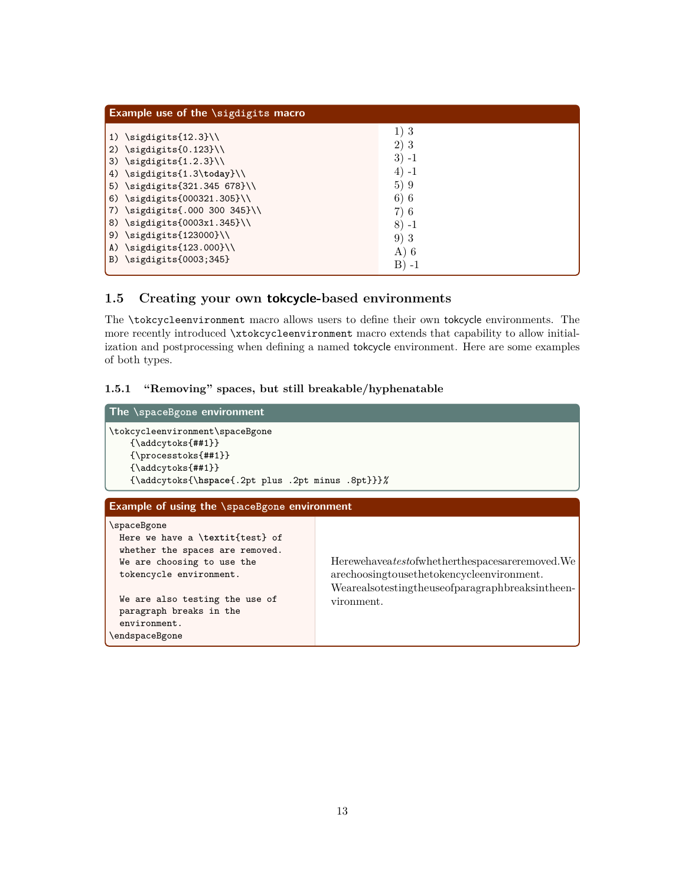**Example use of the \sigdigits macro**

```
1) \sigdigits{12.3}\\
2) \sigdigits{0.123}\\
3) \sigdigits{1.2.3}\\
4) \sigdigits{1.3\today}\\
5) \sigdigits{321.345 678}\\
6) \sigdigits{000321.305}\\
7) \sigdigits{.000 300 345}\\
8) \sigdigits{0003x1.345}\\
9) \sigdigits{123000}\\
A) \sigdigits{123.000}\\
B) \sigdigits{0003;345}
```

1) 3
2) 3
3) -1
4) -1
5) 9
6) 6
7) 6
8) -1
9) 3
A) 6
B) -1

## 1.5 Creating your own tokcycle-based environments

The \tokcycleenvironment macro allows users to define their own tokcycle environments. The more recently introduced \xtokcycleenvironment macro extends that capability to allow initialization and postprocessing when defining a named tokcycle environment. Here are some examples of both types.

### 1.5.1 "Removing" spaces, but still breakable/hyphenatable

**The \spaceBgone environment**

```
\tokcycleenvironment\spaceBgone
    {\addcytoks{##1}}
    {\processtoks{##1}}
    {\addcytoks{##1}}
    {\addcytoks{\hspace{.2pt plus .2pt minus .8pt}}}%
```

**Example of using the \spaceBgone environment**

```
\spaceBgone
  Here we have a \textit{test} of
  whether the spaces are removed.
  We are choosing to use the
  tokencycle environment.

  We are also testing the use of
  paragraph breaks in the
  environment.
\endspaceBgone
```

Herewehavea*test*ofwhetherthespacesareremoved.We arechoosingtousethetokencycleenvironment.

Wearealsotestingtheuseofparagraphbreaksintheen-vironment.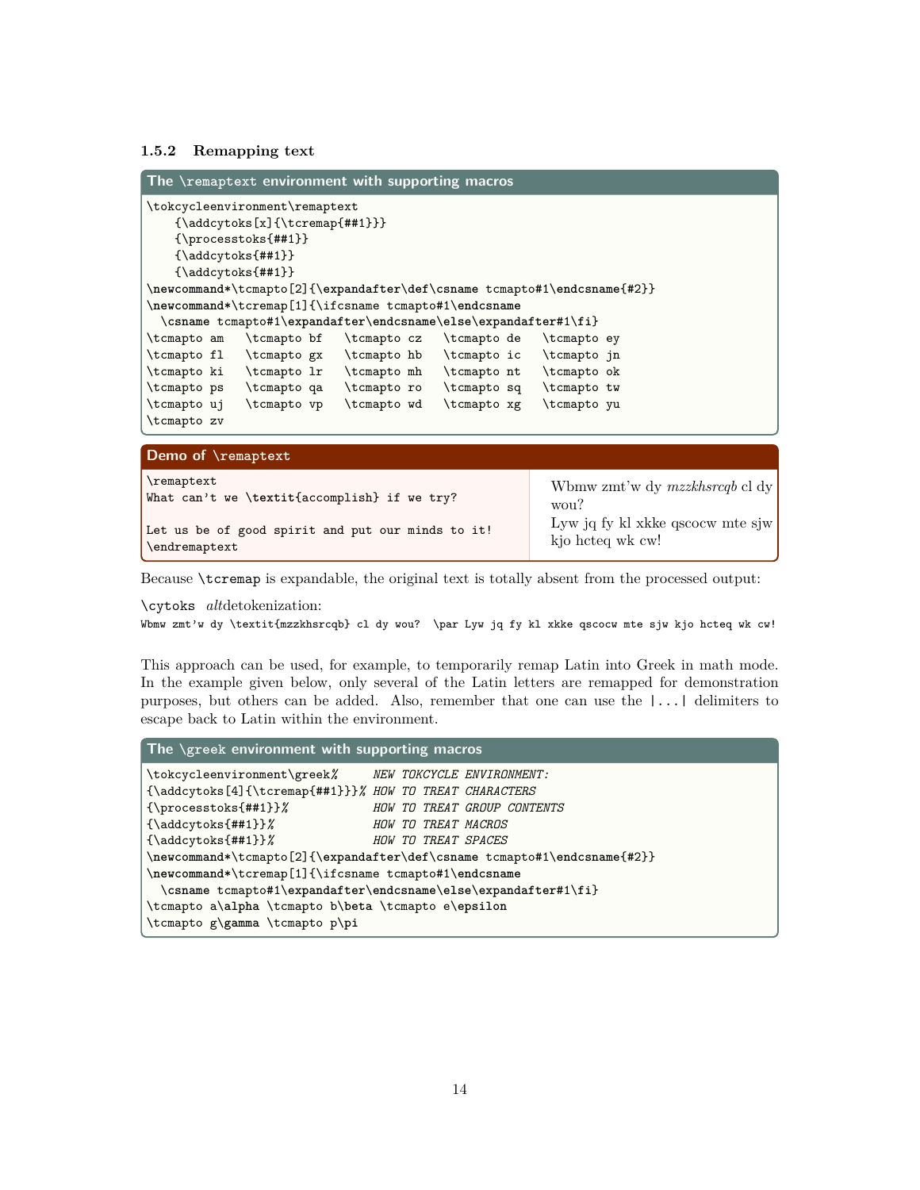### 1.5.2 Remapping text

**The `\remaptext` environment with supporting macros**

```
\tokcycleenvironment\remaptext
    {\addcytoks[x]{\tcremap{##1}}}
    {\processtoks{##1}}
    {\addcytoks{##1}}
    {\addcytoks{##1}}
\newcommand*\tcmapto[2]{\expandafter\def\csname tcmapto#1\endcsname{#2}}
\newcommand*\tcremap[1]{\ifcsname tcmapto#1\endcsname
  \csname tcmapto#1\expandafter\endcsname\else\expandafter#1\fi}
\tcmapto am   \tcmapto bf   \tcmapto cz   \tcmapto de   \tcmapto ey
\tcmapto fl   \tcmapto gx   \tcmapto hb   \tcmapto ic   \tcmapto jn
\tcmapto ki   \tcmapto lr   \tcmapto mh   \tcmapto nt   \tcmapto ok
\tcmapto ps   \tcmapto qa   \tcmapto ro   \tcmapto sq   \tcmapto tw
\tcmapto uj   \tcmapto vp   \tcmapto wd   \tcmapto xg   \tcmapto yu
\tcmapto zv
```

**Demo of `\remaptext`**

```
\remaptext
What can't we \textit{accomplish} if we try?

Let us be of good spirit and put our minds to it!
\endremaptext
```

Wbmw zmt'w dy *mzzkhsrcqb* cl dy wou?

Lyw jq fy kl xkke qscocw mte sjw kjo hcteq wk cw!

Because `\tcremap` is expandable, the original text is totally absent from the processed output:

`\cytoks` *alt*detokenization:

`Wbmw zmt'w dy \textit{mzzkhsrcqb} cl dy wou?  \par Lyw jq fy kl xkke qscocw mte sjw kjo hcteq wk cw!`

This approach can be used, for example, to temporarily remap Latin into Greek in math mode. In the example given below, only several of the Latin letters are remapped for demonstration purposes, but others can be added. Also, remember that one can use the `|...|` delimiters to escape back to Latin within the environment.

**The `\greek` environment with supporting macros**

```
\tokcycleenvironment\greek%      NEW TOKCYCLE ENVIRONMENT:
{\addcytoks[4]{\tcremap{##1}}}% HOW TO TREAT CHARACTERS
{\processtoks{##1}}%             HOW TO TREAT GROUP CONTENTS
{\addcytoks{##1}}%               HOW TO TREAT MACROS
{\addcytoks{##1}}%               HOW TO TREAT SPACES
\newcommand*\tcmapto[2]{\expandafter\def\csname tcmapto#1\endcsname{#2}}
\newcommand*\tcremap[1]{\ifcsname tcmapto#1\endcsname
  \csname tcmapto#1\expandafter\endcsname\else\expandafter#1\fi}
\tcmapto a\alpha \tcmapto b\beta \tcmapto e\epsilon
\tcmapto g\gamma \tcmapto p\pi
```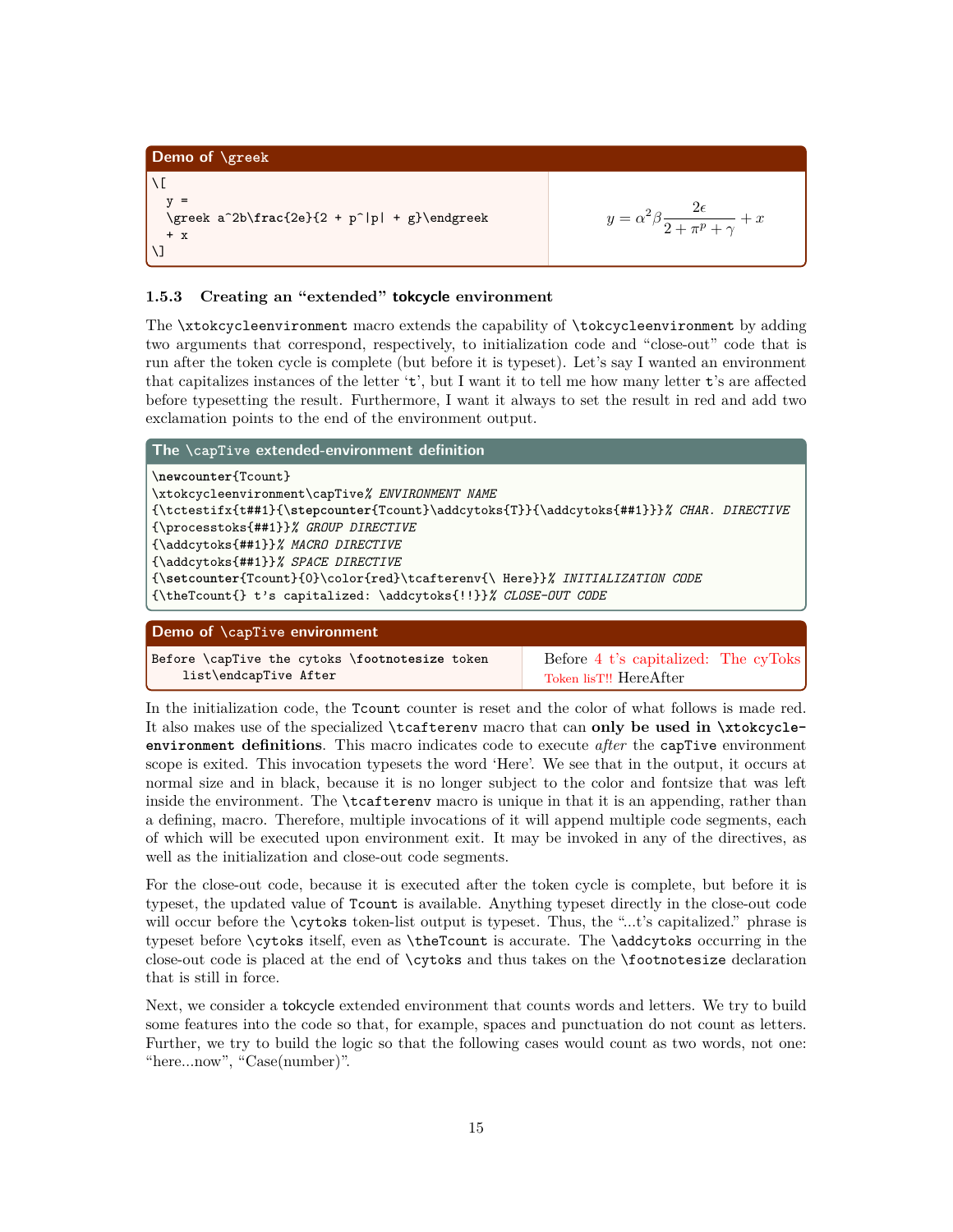**Demo of `\greek`**

```
\[
  y =
  \greek a^2b\frac{2e}{2 + p^|p| + g}\endgreek
  + x
\]
```

$$y = \alpha^2\beta\frac{2\epsilon}{2 + \pi^p + \gamma} + x$$

### 1.5.3 Creating an "extended" tokcycle environment

The `\xtokcycleenvironment` macro extends the capability of `\tokcycleenvironment` by adding two arguments that correspond, respectively, to initialization code and "close-out" code that is run after the token cycle is complete (but before it is typeset). Let's say I wanted an environment that capitalizes instances of the letter '`t`', but I want it to tell me how many letter `t`'s are affected before typesetting the result. Furthermore, I want it always to set the result in red and add two exclamation points to the end of the environment output.

**The `\capTive` extended-environment definition**

```
\newcounter{Tcount}
\xtokcycleenvironment\capTive% ENVIRONMENT NAME
{\tctestifx{t##1}{\stepcounter{Tcount}\addcytoks{T}}{\addcytoks{##1}}}% CHAR. DIRECTIVE
{\processtoks{##1}}% GROUP DIRECTIVE
{\addcytoks{##1}}% MACRO DIRECTIVE
{\addcytoks{##1}}% SPACE DIRECTIVE
{\setcounter{Tcount}{0}\color{red}\tcafterenv{\ Here}}% INITIALIZATION CODE
{\theTcount{} t's capitalized: \addcytoks{!!}}% CLOSE-OUT CODE
```

**Demo of `\capTive` environment**

```
Before \capTive the cytoks \footnotesize token
    list\endcapTive After
```

Before 4 t's capitalized: The cyToks Token lisT!! HereAfter

In the initialization code, the `Tcount` counter is reset and the color of what follows is made red. It also makes use of the specialized `\tcafterenv` macro that can **only be used in `\xtokcycle-environment` definitions**. This macro indicates code to execute *after* the `capTive` environment scope is exited. This invocation typesets the word 'Here'. We see that in the output, it occurs at normal size and in black, because it is no longer subject to the color and fontsize that was left inside the environment. The `\tcafterenv` macro is unique in that it is an appending, rather than a defining, macro. Therefore, multiple invocations of it will append multiple code segments, each of which will be executed upon environment exit. It may be invoked in any of the directives, as well as the initialization and close-out code segments.

For the close-out code, because it is executed after the token cycle is complete, but before it is typeset, the updated value of `Tcount` is available. Anything typeset directly in the close-out code will occur before the `\cytoks` token-list output is typeset. Thus, the "...t's capitalized:" phrase is typeset before `\cytoks` itself, even as `\theTcount` is accurate. The `\addcytoks` occurring in the close-out code is placed at the end of `\cytoks` and thus takes on the `\footnotesize` declaration that is still in force.

Next, we consider a tokcycle extended environment that counts words and letters. We try to build some features into the code so that, for example, spaces and punctuation do not count as letters. Further, we try to build the logic so that the following cases would count as two words, not one: "here...now", "Case(number)".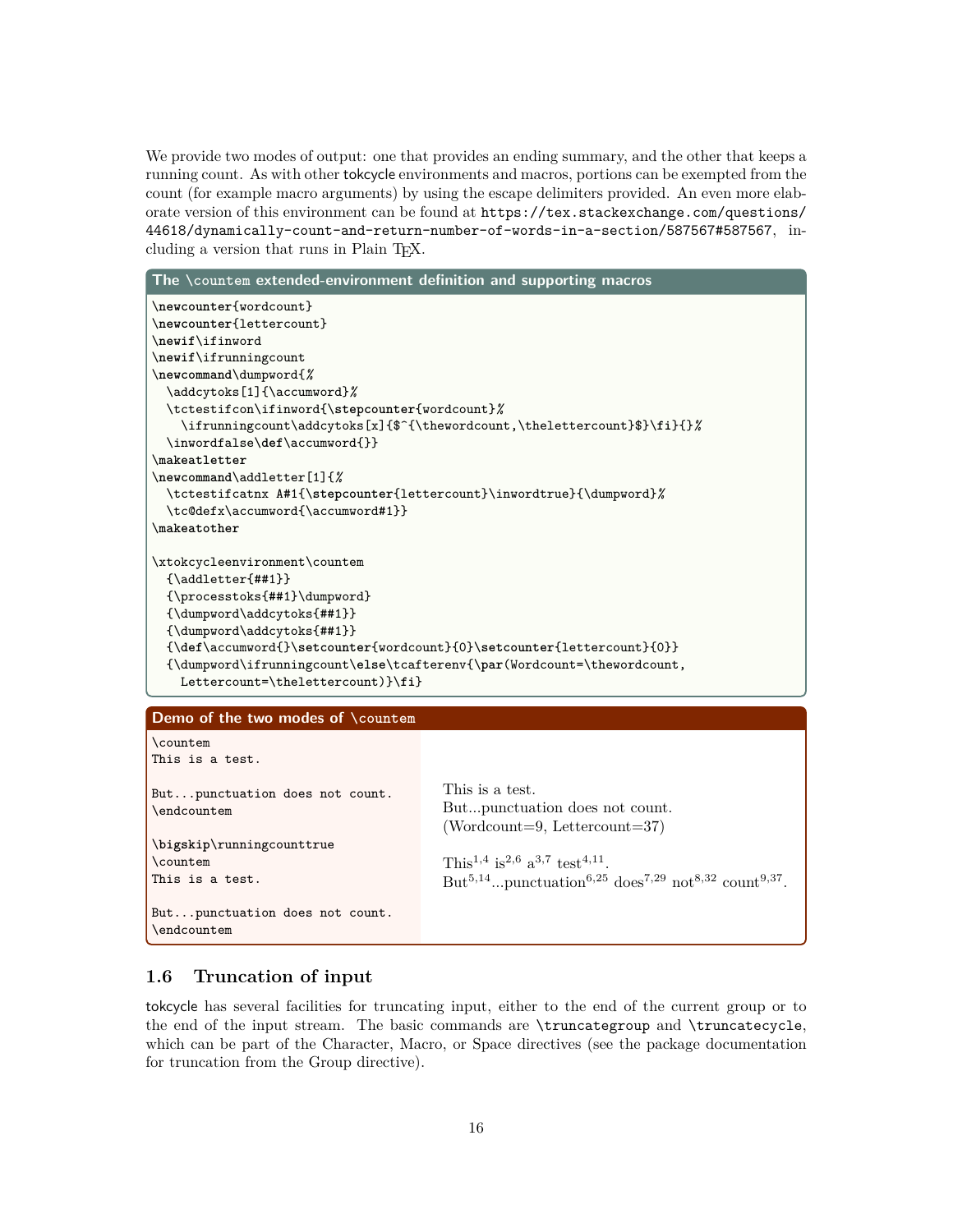We provide two modes of output: one that provides an ending summary, and the other that keeps a running count. As with other tokcycle environments and macros, portions can be exempted from the count (for example macro arguments) by using the escape delimiters provided. An even more elaborate version of this environment can be found at `https://tex.stackexchange.com/questions/44618/dynamically-count-and-return-number-of-words-in-a-section/587567#587567`, including a version that runs in Plain TeX.

**The \countem extended-environment definition and supporting macros**

```
\newcounter{wordcount}
\newcounter{lettercount}
\newif\ifinword
\newif\ifrunningcount
\newcommand\dumpword{%
  \addcytoks[1]{\accumword}%
  \tctestifcon\ifinword{\stepcounter{wordcount}%
    \ifrunningcount\addcytoks[x]{$^{\thewordcount,\thelettercount}$}\fi}{}%
  \inwordfalse\def\accumword{}}
\makeatletter
\newcommand\addletter[1]{%
  \tctestifcatnx A#1{\stepcounter{lettercount}\inwordtrue}{\dumpword}%
  \tc@defx\accumword{\accumword#1}}
\makeatother

\xtokcycleenvironment\countem
  {\addletter{##1}}
  {\processtoks{##1}\dumpword}
  {\dumpword\addcytoks{##1}}
  {\dumpword\addcytoks{##1}}
  {\def\accumword{}\setcounter{wordcount}{0}\setcounter{lettercount}{0}}
  {\dumpword\ifrunningcount\else\tcafterenv{\par(Wordcount=\thewordcount,
    Lettercount=\thelettercount)}\fi}
```

**Demo of the two modes of \countem**

```
\countem
This is a test.

But...punctuation does not count.
\endcountem

\bigskip\runningcounttrue
\countem
This is a test.

But...punctuation does not count.
\endcountem
```

This is a test.
But...punctuation does not count.
(Wordcount=9, Lettercount=37)

This$^{1,4}$ is$^{2,6}$ a$^{3,7}$ test$^{4,11}$.
But$^{5,14}$...punctuation$^{6,25}$ does$^{7,29}$ not$^{8,32}$ count$^{9,37}$.

## 1.6 Truncation of input

tokcycle has several facilities for truncating input, either to the end of the current group or to the end of the input stream. The basic commands are `\truncategroup` and `\truncatecycle`, which can be part of the Character, Macro, or Space directives (see the package documentation for truncation from the Group directive).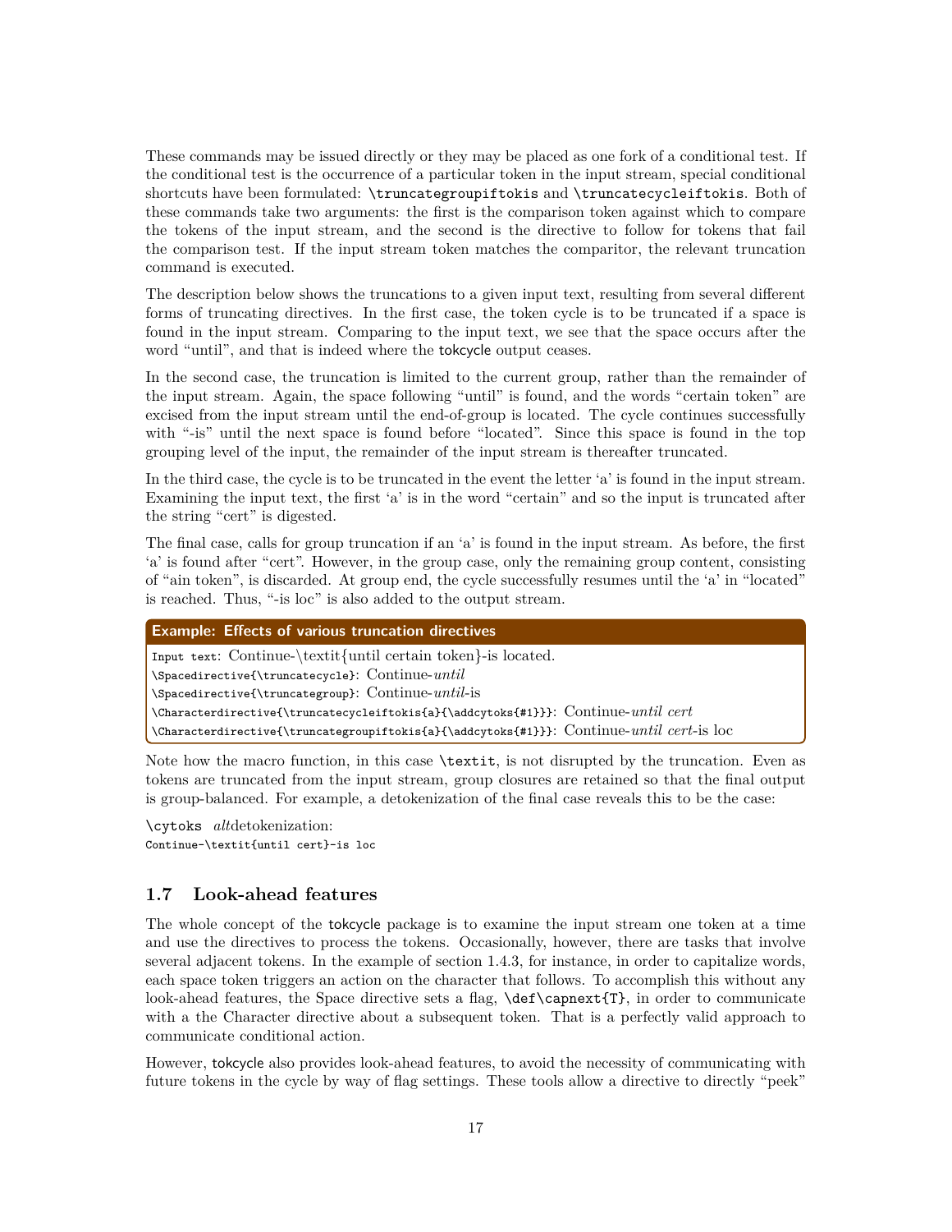These commands may be issued directly or they may be placed as one fork of a conditional test. If the conditional test is the occurrence of a particular token in the input stream, special conditional shortcuts have been formulated: `\truncategroupiftokis` and `\truncatecycleiftokis`. Both of these commands take two arguments: the first is the comparison token against which to compare the tokens of the input stream, and the second is the directive to follow for tokens that fail the comparison test. If the input stream token matches the comparitor, the relevant truncation command is executed.

The description below shows the truncations to a given input text, resulting from several different forms of truncating directives. In the first case, the token cycle is to be truncated if a space is found in the input stream. Comparing to the input text, we see that the space occurs after the word "until", and that is indeed where the tokcycle output ceases.

In the second case, the truncation is limited to the current group, rather than the remainder of the input stream. Again, the space following "until" is found, and the words "certain token" are excised from the input stream until the end-of-group is located. The cycle continues successfully with "-is" until the next space is found before "located". Since this space is found in the top grouping level of the input, the remainder of the input stream is thereafter truncated.

In the third case, the cycle is to be truncated in the event the letter 'a' is found in the input stream. Examining the input text, the first 'a' is in the word "certain" and so the input is truncated after the string "cert" is digested.

The final case, calls for group truncation if an 'a' is found in the input stream. As before, the first 'a' is found after "cert". However, in the group case, only the remaining group content, consisting of "ain token", is discarded. At group end, the cycle successfully resumes until the 'a' in "located" is reached. Thus, "-is loc" is also added to the output stream.

**Example: Effects of various truncation directives**

`Input text`: Continue-\textit{until certain token}-is located.
`\Spacedirective{\truncatecycle}`: Continue-*until*
`\Spacedirective{\truncategroup}`: Continue-*until*-is
`\Characterdirective{\truncatecycleiftokis{a}{\addcytoks{#1}}}`: Continue-*until cert*
`\Characterdirective{\truncategroupiftokis{a}{\addcytoks{#1}}}`: Continue-*until cert*-is loc

Note how the macro function, in this case `\textit`, is not disrupted by the truncation. Even as tokens are truncated from the input stream, group closures are retained so that the final output is group-balanced. For example, a detokenization of the final case reveals this to be the case:

`\cytoks` *alt*detokenization:
```
Continue-\textit{until cert}-is loc
```

## 1.7 Look-ahead features

The whole concept of the tokcycle package is to examine the input stream one token at a time and use the directives to process the tokens. Occasionally, however, there are tasks that involve several adjacent tokens. In the example of section 1.4.3, for instance, in order to capitalize words, each space token triggers an action on the character that follows. To accomplish this without any look-ahead features, the Space directive sets a flag, `\def\capnext{T}`, in order to communicate with a the Character directive about a subsequent token. That is a perfectly valid approach to communicate conditional action.

However, tokcycle also provides look-ahead features, to avoid the necessity of communicating with future tokens in the cycle by way of flag settings. These tools allow a directive to directly "peek"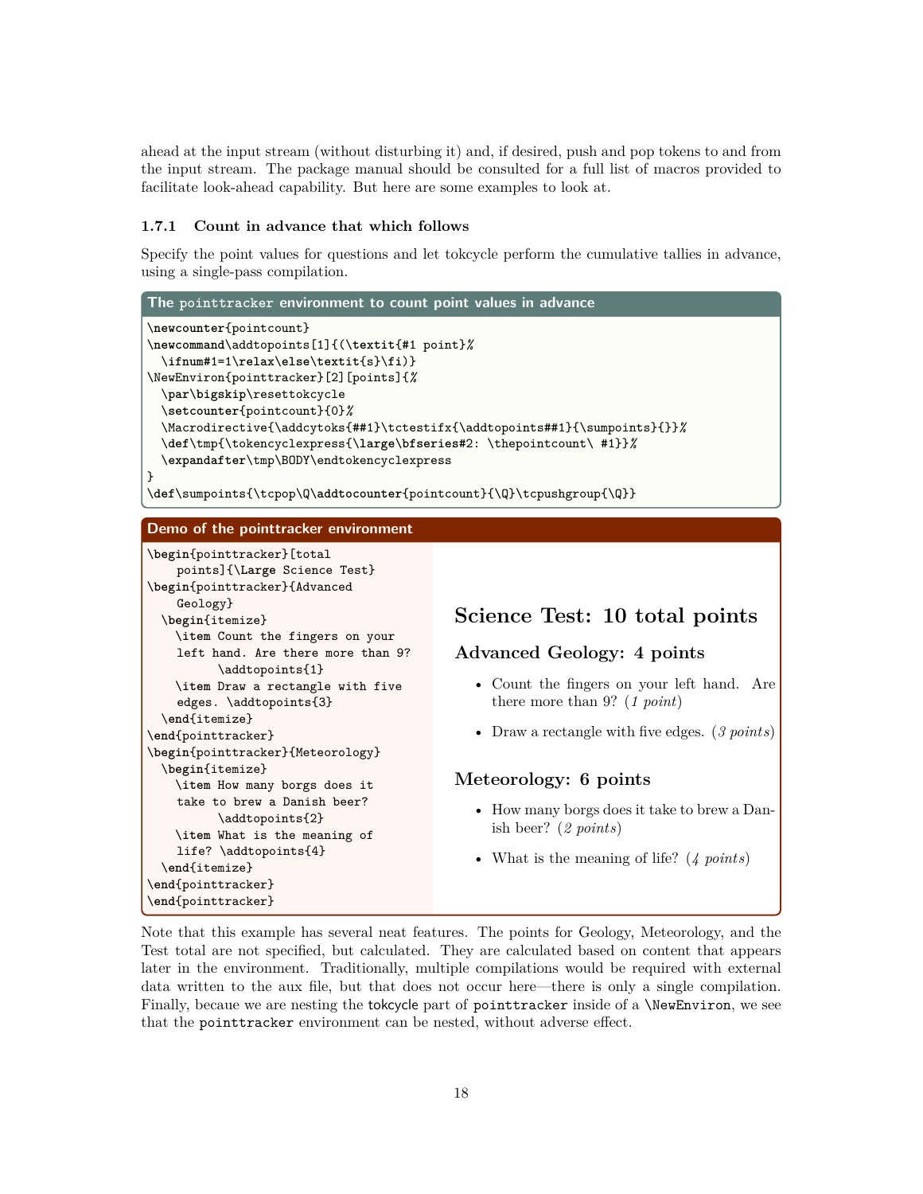ahead at the input stream (without disturbing it) and, if desired, push and pop tokens to and from the input stream. The package manual should be consulted for a full list of macros provided to facilitate look-ahead capability. But here are some examples to look at.

### 1.7.1 Count in advance that which follows

Specify the point values for questions and let tokcycle perform the cumulative tallies in advance, using a single-pass compilation.

**The `pointtracker` environment to count point values in advance**

```
\newcounter{pointcount}
\newcommand\addtopoints[1]{(\textit{#1 point}%
  \ifnum#1=1\relax\else\textit{s}\fi)}
\NewEnviron{pointtracker}[2][points]{%
  \par\bigskip\resettokcycle
  \setcounter{pointcount}{0}%
  \Macrodirective{\addcytoks{##1}\tctestifx{\addtopoints##1}{\sumpoints}{}}%
  \def\tmp{\tokencyclexpress{\large\bfseries#2: \thepointcount\ #1}}%
  \expandafter\tmp\BODY\endtokencyclexpress
}
\def\sumpoints{\tcpop\Q\addtocounter{pointcount}{\Q}\tcpushgroup{\Q}}
```

**Demo of the pointtracker environment**

```
\begin{pointtracker}[total
    points]{\Large Science Test}
\begin{pointtracker}{Advanced
    Geology}
  \begin{itemize}
    \item Count the fingers on your
    left hand. Are there more than 9?
        \addtopoints{1}
    \item Draw a rectangle with five
    edges. \addtopoints{3}
  \end{itemize}
\end{pointtracker}
\begin{pointtracker}{Meteorology}
  \begin{itemize}
    \item How many borgs does it
    take to brew a Danish beer?
        \addtopoints{2}
    \item What is the meaning of
    life? \addtopoints{4}
  \end{itemize}
\end{pointtracker}
\end{pointtracker}
```

**Science Test: 10 total points**

**Advanced Geology: 4 points**

- Count the fingers on your left hand. Are there more than 9? (*1 point*)
- Draw a rectangle with five edges. (*3 points*)

**Meteorology: 6 points**

- How many borgs does it take to brew a Danish beer? (*2 points*)
- What is the meaning of life? (*4 points*)

Note that this example has several neat features. The points for Geology, Meteorology, and the Test total are not specified, but calculated. They are calculated based on content that appears later in the environment. Traditionally, multiple compilations would be required with external data written to the aux file, but that does not occur here—there is only a single compilation. Finally, becaue we are nesting the tokcycle part of `pointtracker` inside of a `\NewEnviron`, we see that the `pointtracker` environment can be nested, without adverse effect.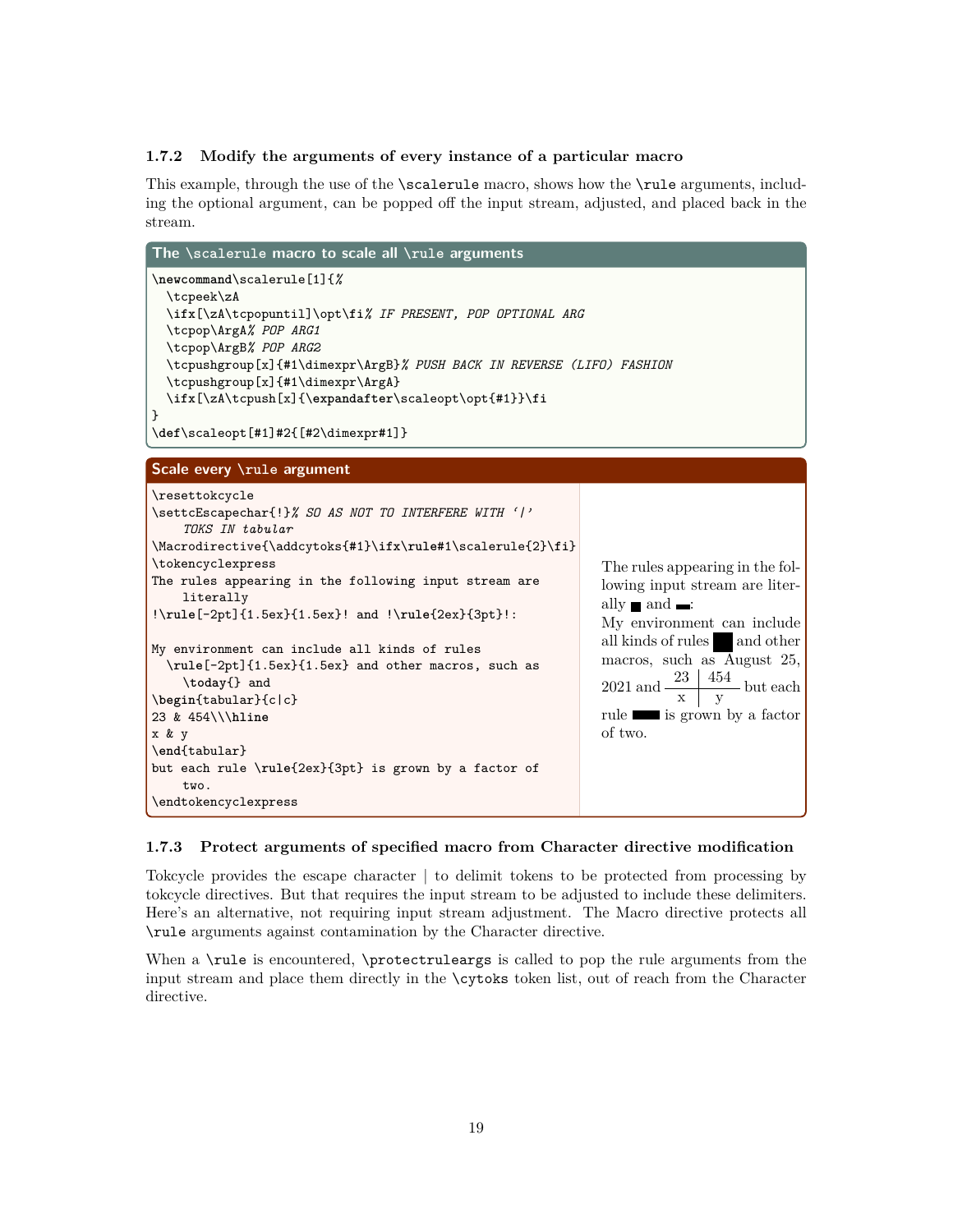### 1.7.2 Modify the arguments of every instance of a particular macro

This example, through the use of the `\scalerule` macro, shows how the `\rule` arguments, including the optional argument, can be popped off the input stream, adjusted, and placed back in the stream.

**The `\scalerule` macro to scale all `\rule` arguments**

```
\newcommand\scalerule[1]{%
  \tcpeek\zA
  \ifx[\zA\tcpopuntil]\opt\fi% IF PRESENT, POP OPTIONAL ARG
  \tcpop\ArgA% POP ARG1
  \tcpop\ArgB% POP ARG2
  \tcpushgroup[x]{#1\dimexpr\ArgB}% PUSH BACK IN REVERSE (LIFO) FASHION
  \tcpushgroup[x]{#1\dimexpr\ArgA}
  \ifx[\zA\tcpush[x]{\expandafter\scaleopt\opt{#1}}\fi
}
\def\scaleopt[#1]#2{[#2\dimexpr#1]}
```

**Scale every `\rule` argument**

```
\resettokcycle
\settcEscapechar{!}% SO AS NOT TO INTERFERE WITH '|'
    TOKS IN tabular
\Macrodirective{\addcytoks{#1}\ifx\rule#1\scalerule{2}\fi}
\tokencyclexpress
The rules appearing in the following input stream are
    literally
!\rule[-2pt]{1.5ex}{1.5ex}! and !\rule{2ex}{3pt}!:

My environment can include all kinds of rules
  \rule[-2pt]{1.5ex}{1.5ex} and other macros, such as
    \today{} and
\begin{tabular}{c|c}
23 & 454\\\hline
x & y
\end{tabular}
but each rule \rule{2ex}{3pt} is grown by a factor of
    two.
\endtokencyclexpress
```

The rules appearing in the following input stream are literally ■ and ▬:
My environment can include all kinds of rules ■ and other macros, such as August 25, 2021 and

| 23 | 454 |
|---|---|
| x | y |

but each rule ▬ is grown by a factor of two.

### 1.7.3 Protect arguments of specified macro from Character directive modification

Tokcycle provides the escape character | to delimit tokens to be protected from processing by tokcycle directives. But that requires the input stream to be adjusted to include these delimiters. Here's an alternative, not requiring input stream adjustment. The Macro directive protects all `\rule` arguments against contamination by the Character directive.

When a `\rule` is encountered, `\protectruleargs` is called to pop the rule arguments from the input stream and place them directly in the `\cytoks` token list, out of reach from the Character directive.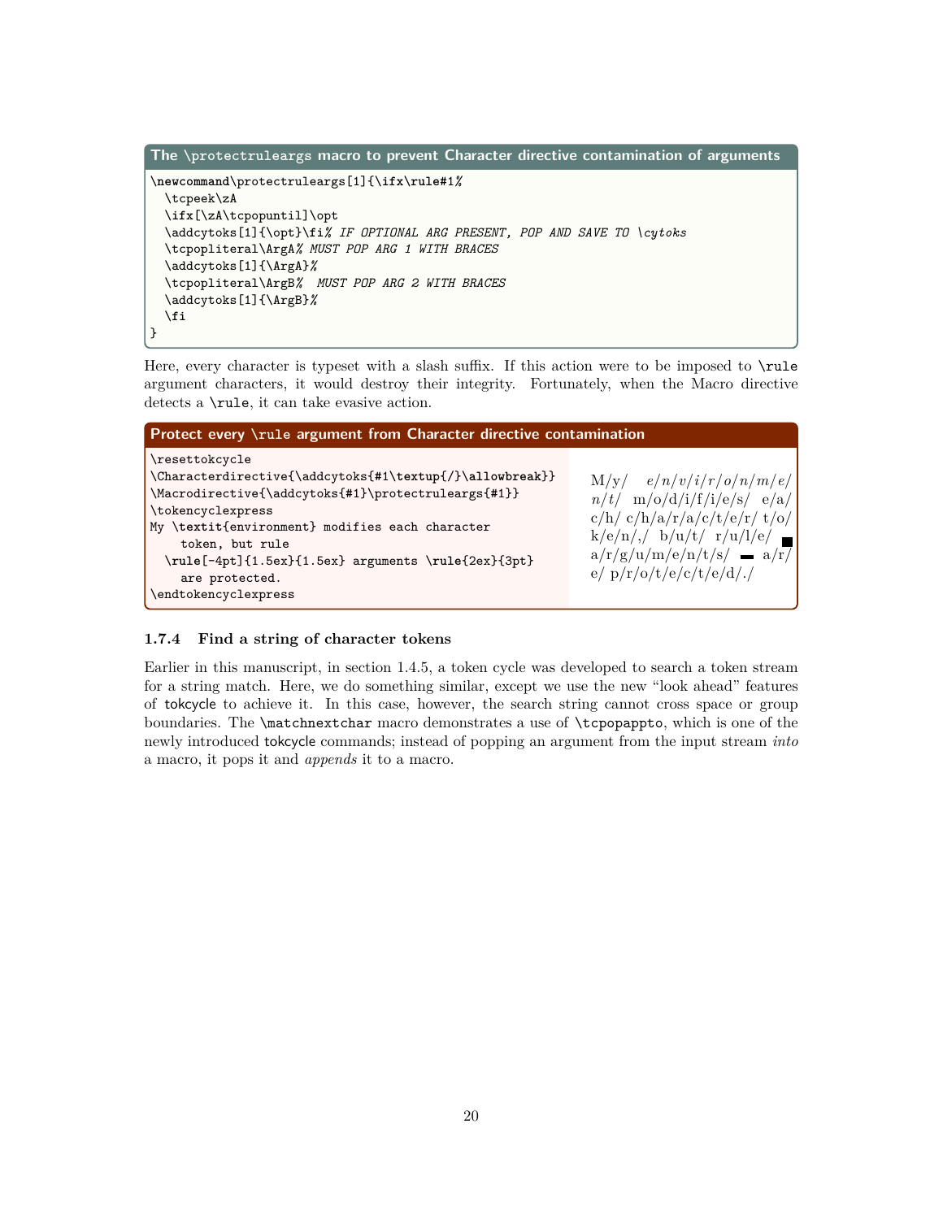**The `\protectruleargs` macro to prevent Character directive contamination of arguments**

```
\newcommand\protectruleargs[1]{\ifx\rule#1%
  \tcpeek\zA
  \ifx[\zA\tcpopuntil]\opt
  \addcytoks[1]{\opt}\fi% IF OPTIONAL ARG PRESENT, POP AND SAVE TO \cytoks
  \tcpopliteral\ArgA% MUST POP ARG 1 WITH BRACES
  \addcytoks[1]{\ArgA}%
  \tcpopliteral\ArgB%  MUST POP ARG 2 WITH BRACES
  \addcytoks[1]{\ArgB}%
  \fi
}
```

Here, every character is typeset with a slash suffix. If this action were to be imposed to `\rule` argument characters, it would destroy their integrity. Fortunately, when the Macro directive detects a `\rule`, it can take evasive action.

**Protect every `\rule` argument from Character directive contamination**

```
\resettokcycle
\Characterdirective{\addcytoks{#1\textup{/}\allowbreak}}
\Macrodirective{\addcytoks{#1}\protectruleargs{#1}}
\tokencyclexpress
My \textit{environment} modifies each character
    token, but rule
  \rule[-4pt]{1.5ex}{1.5ex} arguments \rule{2ex}{3pt}
    are protected.
\endtokencyclexpress
```

M/y/ *e/n/v/i/r/o/n/m/e/n/t/* m/o/d/i/f/i/e/s/ e/a/c/h/ c/h/a/r/a/c/t/e/r/ t/o/k/e/n/,/ b/u/t/ r/u/l/e/ ■ a/r/g/u/m/e/n/t/s/ ▬ a/r/e/ p/r/o/t/e/c/t/e/d/./

### 1.7.4 Find a string of character tokens

Earlier in this manuscript, in section 1.4.5, a token cycle was developed to search a token stream for a string match. Here, we do something similar, except we use the new "look ahead" features of tokcycle to achieve it. In this case, however, the search string cannot cross space or group boundaries. The `\matchnextchar` macro demonstrates a use of `\tcpopappto`, which is one of the newly introduced tokcycle commands; instead of popping an argument from the input stream *into* a macro, it pops it and *appends* it to a macro.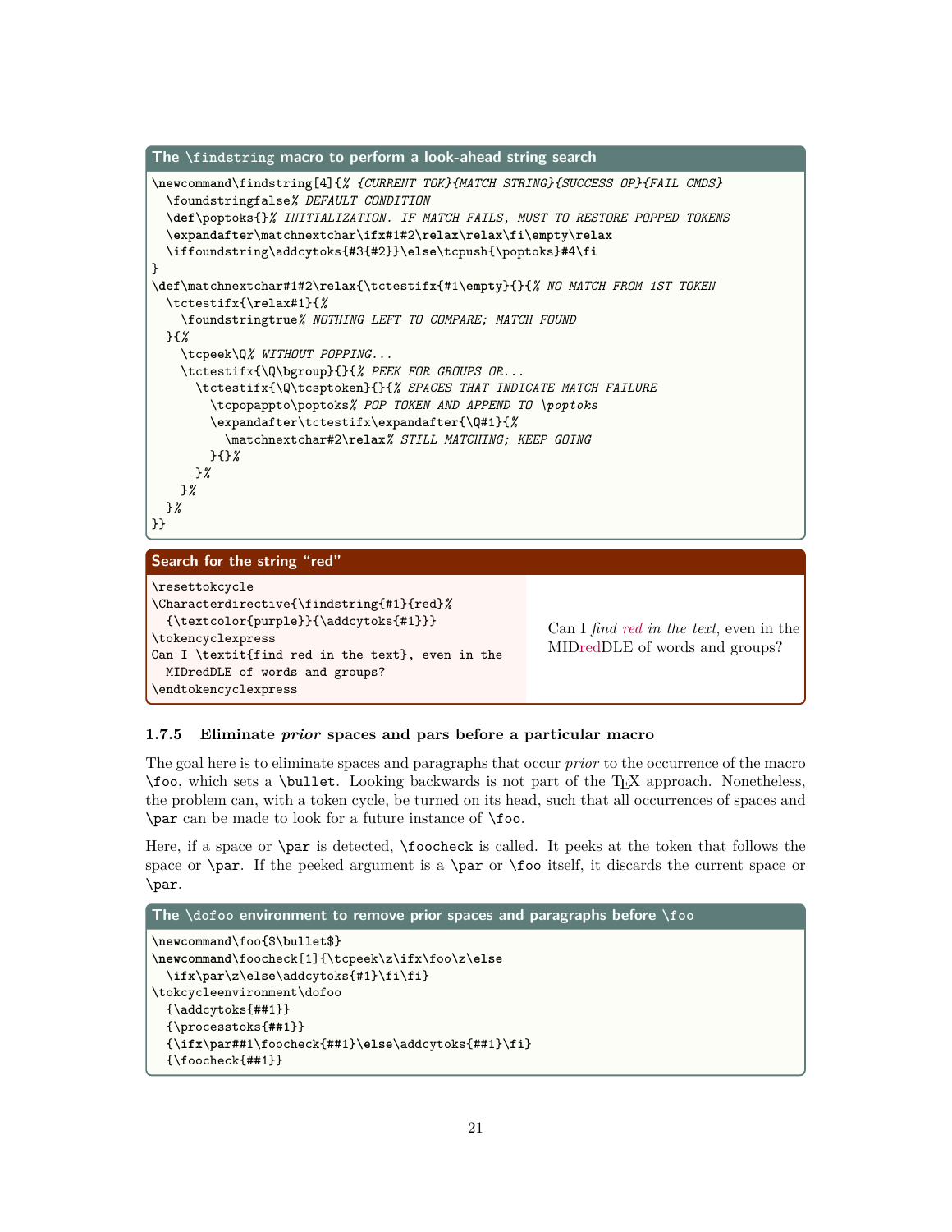**The \findstring macro to perform a look-ahead string search**

```
\newcommand\findstring[4]{% {CURRENT TOK}{MATCH STRING}{SUCCESS OP}{FAIL CMDS}
  \foundstringfalse% DEFAULT CONDITION
  \def\poptoks{}% INITIALIZATION. IF MATCH FAILS, MUST TO RESTORE POPPED TOKENS
  \expandafter\matchnextchar\ifx#1#2\relax\relax\fi\empty\relax
  \iffoundstring\addcytoks{#3{#2}}\else\tcpush{\poptoks}#4\fi
}
\def\matchnextchar#1#2\relax{\tctestifx{#1\empty}{}{% NO MATCH FROM 1ST TOKEN
  \tctestifx{\relax#1}{%
    \foundstringtrue% NOTHING LEFT TO COMPARE; MATCH FOUND
  }{%
    \tcpeek\Q% WITHOUT POPPING...
    \tctestifx{\Q\bgroup}{}{% PEEK FOR GROUPS OR...
      \tctestifx{\Q\tcsptoken}{}{% SPACES THAT INDICATE MATCH FAILURE
        \tcpopappto\poptoks% POP TOKEN AND APPEND TO \poptoks
        \expandafter\tctestifx\expandafter{\Q#1}{%
          \matchnextchar#2\relax% STILL MATCHING; KEEP GOING
        }{}%
      }%
    }%
  }%
}}
```

**Search for the string “red”**

```
\resettokcycle
\Characterdirective{\findstring{#1}{red}%
  {\textcolor{purple}}{\addcytoks{#1}}}
\tokencyclexpress
Can I \textit{find red in the text}, even in the
  MIDredDLE of words and groups?
\endtokencyclexpress
```

Can I *find red in the text*, even in the MIDredDLE of words and groups?

### 1.7.5 Eliminate *prior* spaces and pars before a particular macro

The goal here is to eliminate spaces and paragraphs that occur *prior* to the occurrence of the macro `\foo`, which sets a `\bullet`. Looking backwards is not part of the TEX approach. Nonetheless, the problem can, with a token cycle, be turned on its head, such that all occurrences of spaces and `\par` can be made to look for a future instance of `\foo`.

Here, if a space or `\par` is detected, `\foocheck` is called. It peeks at the token that follows the space or `\par`. If the peeked argument is a `\par` or `\foo` itself, it discards the current space or `\par`.

**The \dofoo environment to remove prior spaces and paragraphs before \foo**

```
\newcommand\foo{$\bullet$}
\newcommand\foocheck[1]{\tcpeek\z\ifx\foo\z\else
  \ifx\par\z\else\addcytoks{#1}\fi\fi}
\tokcycleenvironment\dofoo
  {\addcytoks{##1}}
  {\processtoks{##1}}
  {\ifx\par##1\foocheck{##1}\else\addcytoks{##1}\fi}
  {\foocheck{##1}}
```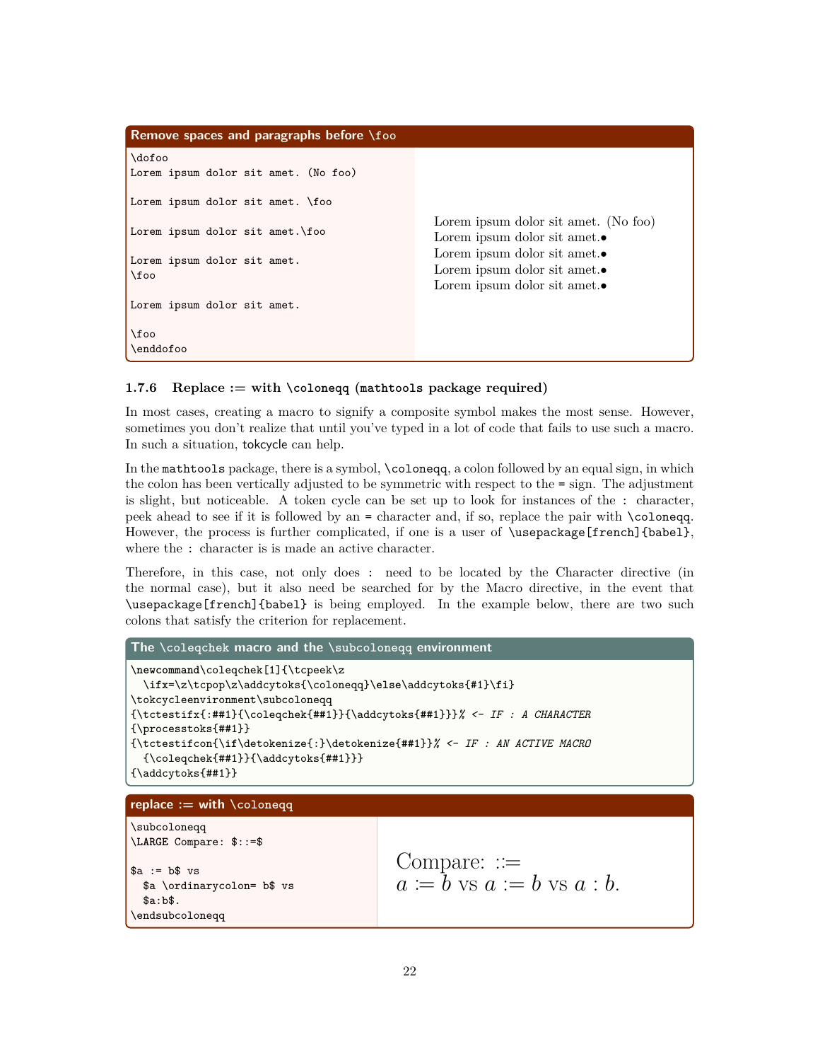**Remove spaces and paragraphs before \foo**

```
\dofoo
Lorem ipsum dolor sit amet. (No foo)

Lorem ipsum dolor sit amet. \foo

Lorem ipsum dolor sit amet.\foo

Lorem ipsum dolor sit amet.
\foo

Lorem ipsum dolor sit amet.

\foo
\enddofoo
```

Lorem ipsum dolor sit amet. (No foo)
Lorem ipsum dolor sit amet.●
Lorem ipsum dolor sit amet.●
Lorem ipsum dolor sit amet.●
Lorem ipsum dolor sit amet.●

### 1.7.6 Replace := with `\coloneqq` (`mathtools` package required)

In most cases, creating a macro to signify a composite symbol makes the most sense. However, sometimes you don't realize that until you've typed in a lot of code that fails to use such a macro. In such a situation, tokcycle can help.

In the `mathtools` package, there is a symbol, `\coloneqq`, a colon followed by an equal sign, in which the colon has been vertically adjusted to be symmetric with respect to the `=` sign. The adjustment is slight, but noticeable. A token cycle can be set up to look for instances of the `:` character, peek ahead to see if it is followed by an `=` character and, if so, replace the pair with `\coloneqq`. However, the process is further complicated, if one is a user of `\usepackage[french]{babel}`, where the `:` character is is made an active character.

Therefore, in this case, not only does `:` need to be located by the Character directive (in the normal case), but it also need be searched for by the Macro directive, in the event that `\usepackage[french]{babel}` is being employed. In the example below, there are two such colons that satisfy the criterion for replacement.

**The `\coleqchek` macro and the `\subcoloneqq` environment**

```
\newcommand\coleqchek[1]{\tcpeek\z
  \ifx=\z\tcpop\z\addcytoks{\coloneqq}\else\addcytoks{#1}\fi}
\tokcycleenvironment\subcoloneqq
{\tctestifx{:##1}{\coleqchek{##1}}{\addcytoks{##1}}}% <- IF : A CHARACTER
{\processtoks{##1}}
{\tctestifcon{\if\detokenize{:}\detokenize{##1}}% <- IF : AN ACTIVE MACRO
  {\coleqchek{##1}}{\addcytoks{##1}}}
{\addcytoks{##1}}
```

**replace := with `\coloneqq`**

```
\subcoloneqq
\LARGE Compare: $::=$

$a := b$ vs
  $a \ordinarycolon= b$ vs
  $a:b$.
\endsubcoloneqq
```

Compare: $::=$
$a \coloneqq b$ vs $a := b$ vs $a : b$.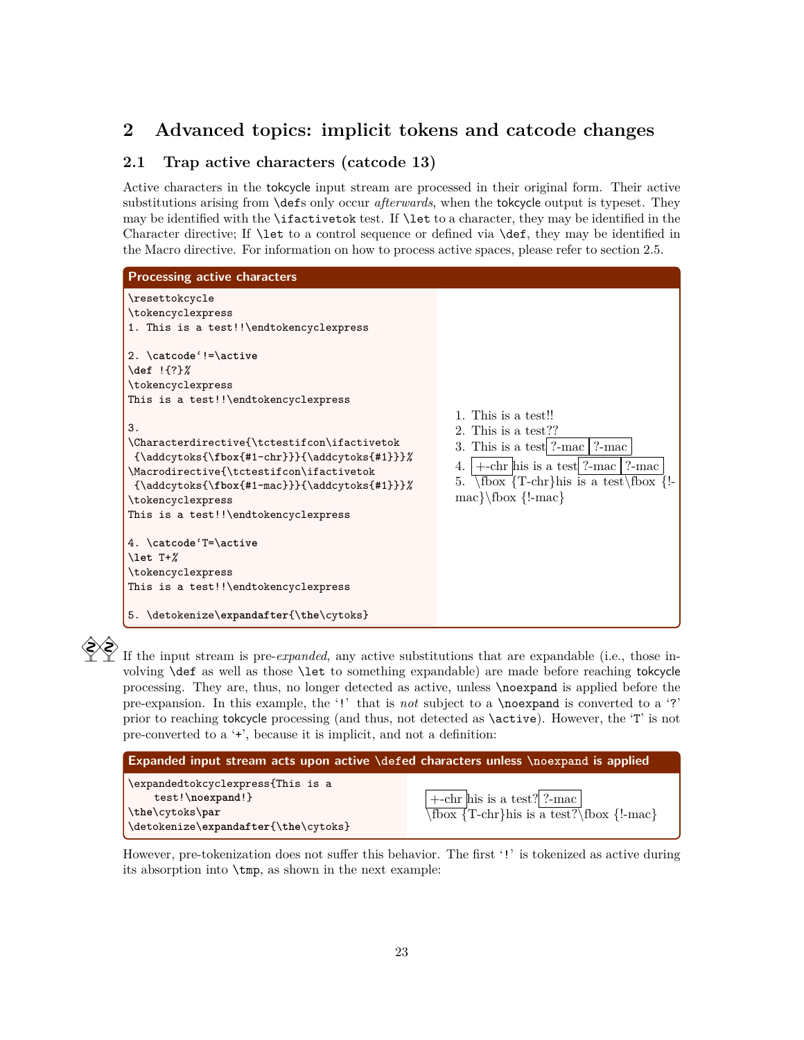# 2 Advanced topics: implicit tokens and catcode changes

## 2.1 Trap active characters (catcode 13)

Active characters in the tokcycle input stream are processed in their original form. Their active substitutions arising from \defs only occur *afterwards*, when the tokcycle output is typeset. They may be identified with the \ifactivetok test. If \let to a character, they may be identified in the Character directive; If \let to a control sequence or defined via \def, they may be identified in the Macro directive. For information on how to process active spaces, please refer to section 2.5.

**Processing active characters**

```
\resettokcycle
\tokencyclexpress
1. This is a test!!\endtokencyclexpress

2. \catcode`!=\active
\def !{?}%
\tokencyclexpress
This is a test!!\endtokencyclexpress

3.
\Characterdirective{\tctestifcon\ifactivetok
 {\addcytoks{\fbox{#1-chr}}}{\addcytoks{#1}}}%
\Macrodirective{\tctestifcon\ifactivetok
 {\addcytoks{\fbox{#1-mac}}}{\addcytoks{#1}}}%
\tokencyclexpress
This is a test!!\endtokencyclexpress

4. \catcode`T=\active
\let T+%
\tokencyclexpress
This is a test!!\endtokencyclexpress

5. \detokenize\expandafter{\the\cytoks}
```

1. This is a test!!
2. This is a test??
3. This is a test ?-mac ?-mac
4. +-chr his is a test ?-mac ?-mac
5. \fbox {T-chr}his is a test\fbox {!-mac}\fbox {!-mac}

If the input stream is pre-*expanded*, any active substitutions that are expandable (i.e., those involving \def as well as those \let to something expandable) are made before reaching tokcycle processing. They are, thus, no longer detected as active, unless \noexpand is applied before the pre-expansion. In this example, the '!' that is *not* subject to a \noexpand is converted to a '?' prior to reaching tokcycle processing (and thus, not detected as \active). However, the 'T' is not pre-converted to a '+', because it is implicit, and not a definition:

**Expanded input stream acts upon active \defed characters unless \noexpand is applied**

```
\expandedtokcyclexpress{This is a
    test!\noexpand!}
\the\cytoks\par
\detokenize\expandafter{\the\cytoks}
```

+-chr his is a test? ?-mac
\fbox {T-chr}his is a test?\fbox {!-mac}

However, pre-tokenization does not suffer this behavior. The first '!' is tokenized as active during its absorption into \tmp, as shown in the next example: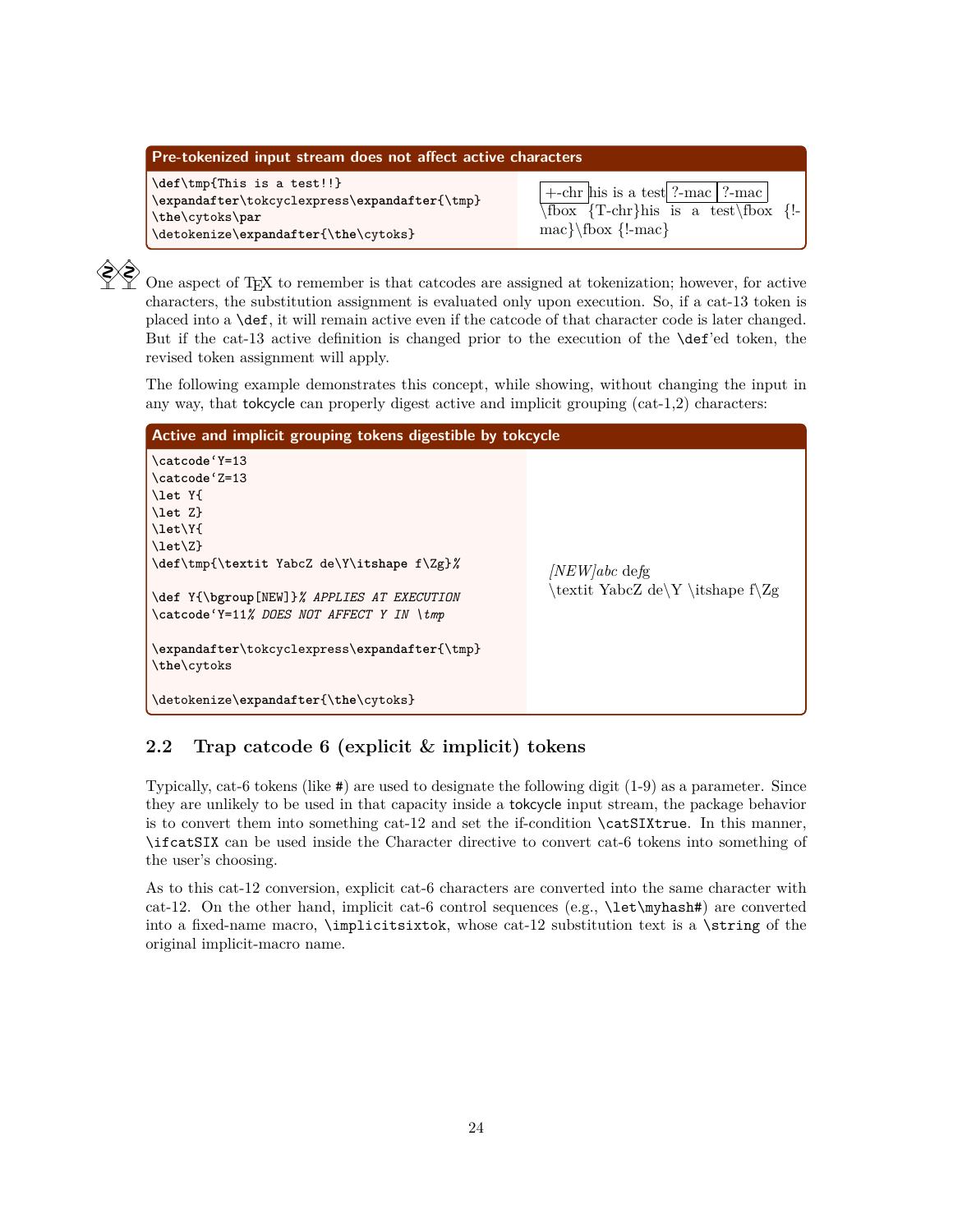**Pre-tokenized input stream does not affect active characters**

```
\def\tmp{This is a test!!}
\expandafter\tokcyclexpress\expandafter{\tmp}
\the\cytoks\par
\detokenize\expandafter{\the\cytoks}
```

+-chr his is a test ?-mac ?-mac
\fbox {T-chr}his is a test\fbox {!-mac}\fbox {!-mac}

One aspect of TEX to remember is that catcodes are assigned at tokenization; however, for active characters, the substitution assignment is evaluated only upon execution. So, if a cat-13 token is placed into a `\def`, it will remain active even if the catcode of that character code is later changed. But if the cat-13 active definition is changed prior to the execution of the `\def`'ed token, the revised token assignment will apply.

The following example demonstrates this concept, while showing, without changing the input in any way, that tokcycle can properly digest active and implicit grouping (cat-1,2) characters:

**Active and implicit grouping tokens digestible by tokcycle**

```
\catcode`Y=13
\catcode`Z=13
\let Y{
\let Z}
\let\Y{
\let\Z}
\def\tmp{\textit YabcZ de\Y\itshape f\Zg}%

\def Y{\bgroup[NEW]}% APPLIES AT EXECUTION
\catcode`Y=11% DOES NOT AFFECT Y IN \tmp

\expandafter\tokcyclexpress\expandafter{\tmp}
\the\cytoks

\detokenize\expandafter{\the\cytoks}
```

*[NEW]abc* de*f*g
\textit YabcZ de\Y \itshape f\Zg

## 2.2 Trap catcode 6 (explicit & implicit) tokens

Typically, cat-6 tokens (like `#`) are used to designate the following digit (1-9) as a parameter. Since they are unlikely to be used in that capacity inside a tokcycle input stream, the package behavior is to convert them into something cat-12 and set the if-condition `\catSIXtrue`. In this manner, `\ifcatSIX` can be used inside the Character directive to convert cat-6 tokens into something of the user's choosing.

As to this cat-12 conversion, explicit cat-6 characters are converted into the same character with cat-12. On the other hand, implicit cat-6 control sequences (e.g., `\let\myhash#`) are converted into a fixed-name macro, `\implicitsixtok`, whose cat-12 substitution text is a `\string` of the original implicit-macro name.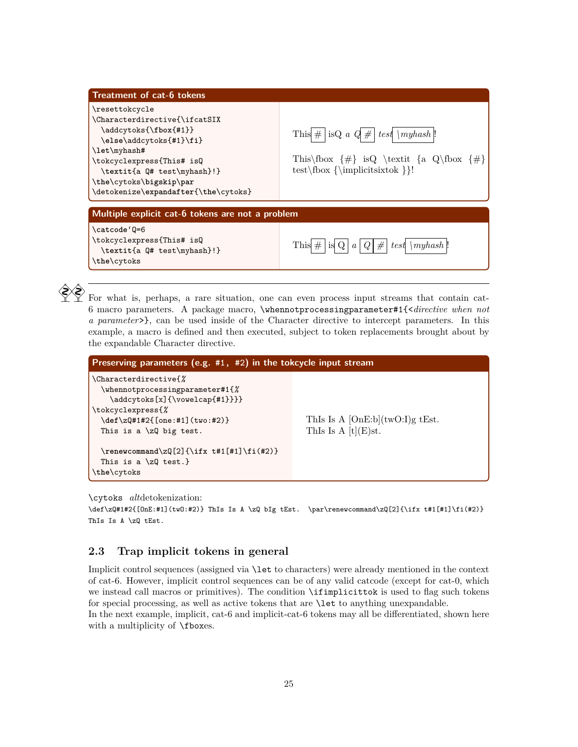**Treatment of cat-6 tokens**

```
\resettokcycle
\Characterdirective{\ifcatSIX
  \addcytoks{\fbox{#1}}
  \else\addcytoks{#1}\fi}
\let\myhash#
\tokcyclexpress{This# isQ
  \textit{a Q# test\myhash}!}
\the\cytoks\bigskip\par
\detokenize\expandafter{\the\cytoks}
```

This # isQ *a Q # test \myhash*!

This\fbox {#} isQ \textit {a Q\fbox {#} test\fbox {\implicitsixtok }}!

**Multiple explicit cat-6 tokens are not a problem**

```
\catcode`Q=6
\tokcyclexpress{This# isQ
  \textit{a Q# test\myhash}!}
\the\cytoks
```

This # is Q *a Q # test \myhash*!

For what is, perhaps, a rare situation, one can even process input streams that contain cat-6 macro parameters. A package macro, `\whennotprocessingparameter#1{<`*directive when not a parameter*`>}`, can be used inside of the Character directive to intercept parameters. In this example, a macro is defined and then executed, subject to token replacements brought about by the expandable Character directive.

**Preserving parameters (e.g. #1, #2) in the tokcycle input stream**

```
\Characterdirective{%
  \whennotprocessingparameter#1{%
    \addcytoks[x]{\vowelcap{#1}}}}
\tokcyclexpress{%
  \def\zQ#1#2{[one:#1](two:#2)}
  This is a \zQ big test.

  \renewcommand\zQ[2]{\ifx t#1[#1]\fi(#2)}
  This is a \zQ test.}
\the\cytoks
```

ThIs Is A [OnE:b](twO:I)g tEst.
ThIs Is A [t](E)st.

`\cytoks` *alt*detokenization:
`\def\zQ#1#2{[OnE:#1](twO:#2)} ThIs Is A \zQ bIg tEst. \par\renewcommand\zQ[2]{\ifx t#1[#1]\fi(#2)} ThIs Is A \zQ tEst.`

## 2.3 Trap implicit tokens in general

Implicit control sequences (assigned via `\let` to characters) were already mentioned in the context of cat-6. However, implicit control sequences can be of any valid catcode (except for cat-0, which we instead call macros or primitives). The condition `\ifimplicittok` is used to flag such tokens for special processing, as well as active tokens that are `\let` to anything unexpandable.
In the next example, implicit, cat-6 and implicit-cat-6 tokens may all be differentiated, shown here with a multiplicity of `\fbox`es.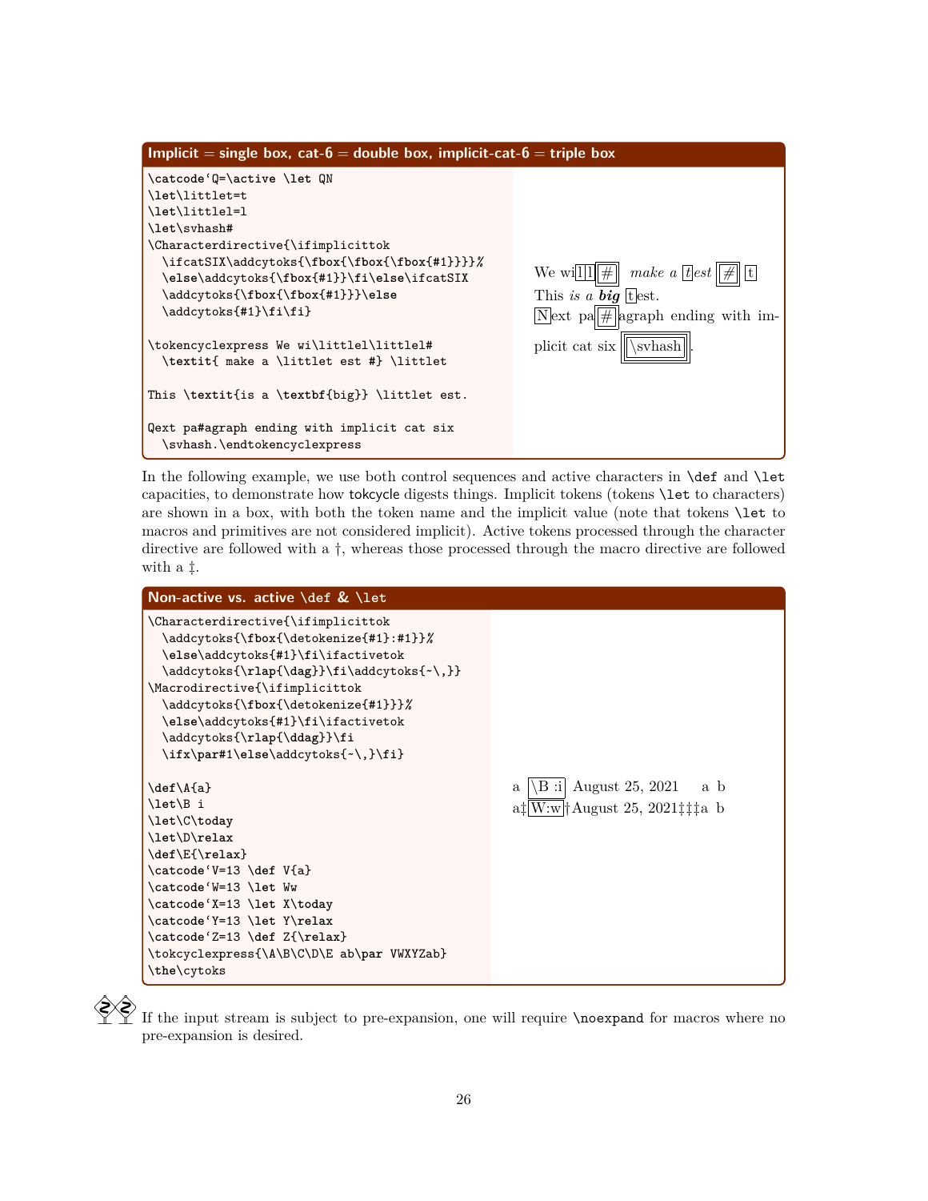**Implicit = single box, cat-6 = double box, implicit-cat-6 = triple box**

```
\catcode`Q=\active \let QN
\let\littlet=t
\let\littlel=l
\let\svhash#
\Characterdirective{\ifimplicittok
  \ifcatSIX\addcytoks{\fbox{\fbox{\fbox{#1}}}}%
  \else\addcytoks{\fbox{#1}}\fi\else\ifcatSIX
  \addcytoks{\fbox{\fbox{#1}}}\else
  \addcytoks{#1}\fi\fi}

\tokencyclexpress We wi\littlel\littlel#
  \textit{ make a \littlet est #} \littlet

This \textit{is a \textbf{big}} \littlet est.

Qext pa#agraph ending with implicit cat six
  \svhash.\endtokencyclexpress
```

We wi[l][l][[#]] *make a [t]est [[#]]* [t]
This *is a **big*** [t]est.
[N]ext pa[[#]]agraph ending with implicit cat six [[[\svhash]]].

In the following example, we use both control sequences and active characters in `\def` and `\let` capacities, to demonstrate how tokcycle digests things. Implicit tokens (tokens `\let` to characters) are shown in a box, with both the token name and the implicit value (note that tokens `\let` to macros and primitives are not considered implicit). Active tokens processed through the character directive are followed with a †, whereas those processed through the macro directive are followed with a ‡.

**Non-active vs. active `\def` & `\let`**

```
\Characterdirective{\ifimplicittok
  \addcytoks{\fbox{\detokenize{#1}:#1}}%
  \else\addcytoks{#1}\fi\ifactivetok
  \addcytoks{\rlap{\dag}}\fi\addcytoks{~\,}}
\Macrodirective{\ifimplicittok
  \addcytoks{\fbox{\detokenize{#1}}}%
  \else\addcytoks{#1}\fi\ifactivetok
  \addcytoks{\rlap{\ddag}}\fi
  \ifx\par#1\else\addcytoks{~\,}\fi}

\def\A{a}
\let\B i
\let\C\today
\let\D\relax
\def\E{\relax}
\catcode`V=13 \def V{a}
\catcode`W=13 \let Ww
\catcode`X=13 \let X\today
\catcode`Y=13 \let Y\relax
\catcode`Z=13 \def Z{\relax}
\tokcyclexpress{\A\B\C\D\E ab\par VWXYZab}
\the\cytoks
```

a [\B :i] August 25, 2021 a b
a‡[W:w]†August 25, 2021‡‡‡a b

If the input stream is subject to pre-expansion, one will require `\noexpand` for macros where no pre-expansion is desired.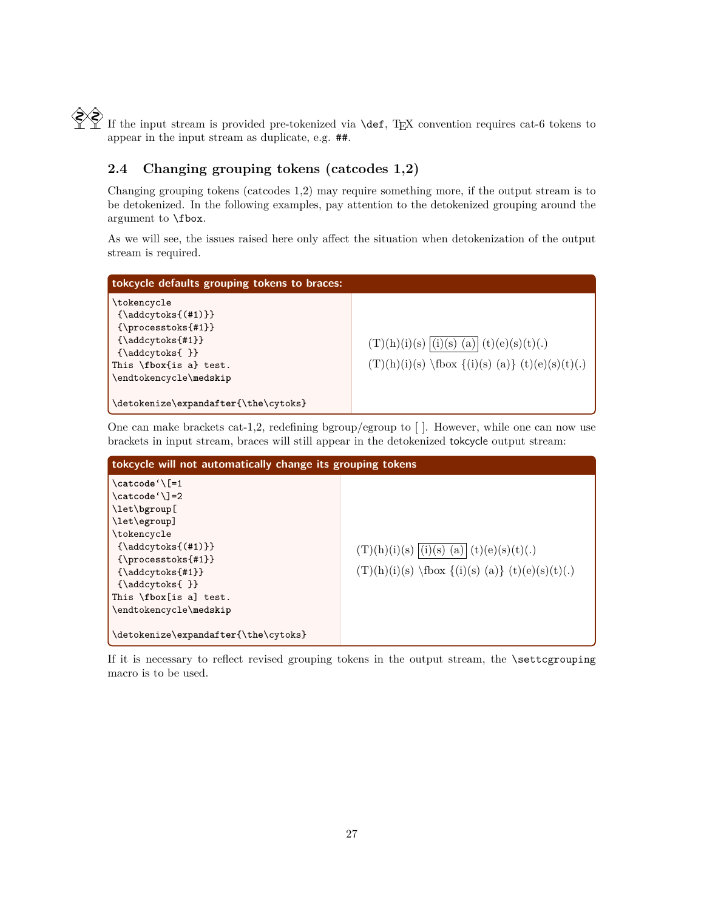If the input stream is provided pre-tokenized via `\def`, TeX convention requires cat-6 tokens to appear in the input stream as duplicate, e.g. `##`.

## 2.4 Changing grouping tokens (catcodes 1,2)

Changing grouping tokens (catcodes 1,2) may require something more, if the output stream is to be detokenized. In the following examples, pay attention to the detokenized grouping around the argument to `\fbox`.

As we will see, the issues raised here only affect the situation when detokenization of the output stream is required.

**tokcycle defaults grouping tokens to braces:**

```
\tokencycle
 {\addcytoks{(#1)}}
 {\processtoks{#1}}
 {\addcytoks{#1}}
 {\addcytoks{ }}
This \fbox{is a} test.
\endtokencycle\medskip

\detokenize\expandafter{\the\cytoks}
```

(T)(h)(i)(s) [(i)(s) (a)] (t)(e)(s)(t)(.)

(T)(h)(i)(s) \fbox {(i)(s) (a)} (t)(e)(s)(t)(.)

One can make brackets cat-1,2, redefining bgroup/egroup to [ ]. However, while one can now use brackets in input stream, braces will still appear in the detokenized tokcycle output stream:

**tokcycle will not automatically change its grouping tokens**

```
\catcode`\[=1
\catcode`\]=2
\let\bgroup[
\let\egroup]
\tokencycle
 {\addcytoks{(#1)}}
 {\processtoks{#1}}
 {\addcytoks{#1}}
 {\addcytoks{ }}
This \fbox[is a] test.
\endtokencycle\medskip

\detokenize\expandafter{\the\cytoks}
```

(T)(h)(i)(s) [(i)(s) (a)] (t)(e)(s)(t)(.)

(T)(h)(i)(s) \fbox {(i)(s) (a)} (t)(e)(s)(t)(.)

If it is necessary to reflect revised grouping tokens in the output stream, the `\settcgrouping` macro is to be used.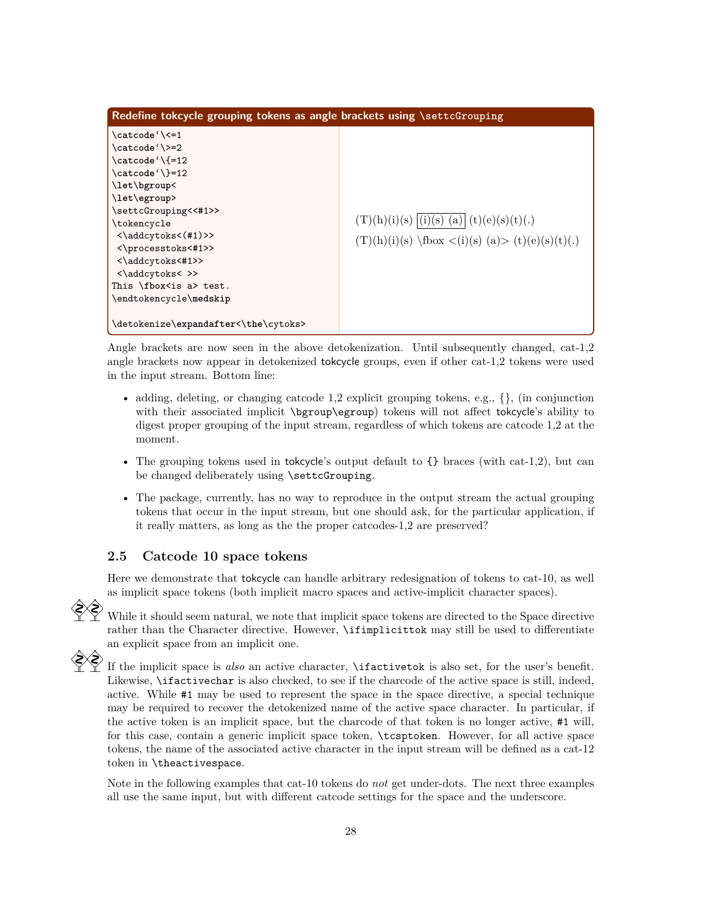**Redefine tokcycle grouping tokens as angle brackets using \settcGrouping**

```
\catcode`\<=1
\catcode`\>=2
\catcode`\{=12
\catcode`\}=12
\let\bgroup<
\let\egroup>
\settcGrouping<<#1>>
\tokencycle
 <\addcytoks<(#1)>>
 <\processtoks<#1>>
 <\addcytoks<#1>>
 <\addcytoks< >>
This \fbox<is a> test.
\endtokencycle\medskip

\detokenize\expandafter<\the\cytoks>
```

(T)(h)(i)(s) (i)(s) (a) (t)(e)(s)(t)(.)

(T)(h)(i)(s) \fbox <(i)(s) (a)> (t)(e)(s)(t)(.)

Angle brackets are now seen in the above detokenization. Until subsequently changed, cat-1,2 angle brackets now appear in detokenized tokcycle groups, even if other cat-1,2 tokens were used in the input stream. Bottom line:

- adding, deleting, or changing catcode 1,2 explicit grouping tokens, e.g., {}, (in conjunction with their associated implicit `\bgroup\egroup`) tokens will not affect tokcycle's ability to digest proper grouping of the input stream, regardless of which tokens are catcode 1,2 at the moment.
- The grouping tokens used in tokcycle's output default to `{}` braces (with cat-1,2), but can be changed deliberately using `\settcGrouping`.
- The package, currently, has no way to reproduce in the output stream the actual grouping tokens that occur in the input stream, but one should ask, for the particular application, if it really matters, as long as the the proper catcodes-1,2 are preserved?

### 2.5 Catcode 10 space tokens

Here we demonstrate that tokcycle can handle arbitrary redesignation of tokens to cat-10, as well as implicit space tokens (both implicit macro spaces and active-implicit character spaces).

While it should seem natural, we note that implicit space tokens are directed to the Space directive rather than the Character directive. However, `\ifimplicittok` may still be used to differentiate an explicit space from an implicit one.

If the implicit space is *also* an active character, `\ifactivetok` is also set, for the user's benefit. Likewise, `\ifactivechar` is also checked, to see if the charcode of the active space is still, indeed, active. While `#1` may be used to represent the space in the space directive, a special technique may be required to recover the detokenized name of the active space character. In particular, if the active token is an implicit space, but the charcode of that token is no longer active, `#1` will, for this case, contain a generic implicit space token, `\tcsptoken`. However, for all active space tokens, the name of the associated active character in the input stream will be defined as a cat-12 token in `\theactivespace`.

Note in the following examples that cat-10 tokens do *not* get under-dots. The next three examples all use the same input, but with different catcode settings for the space and the underscore.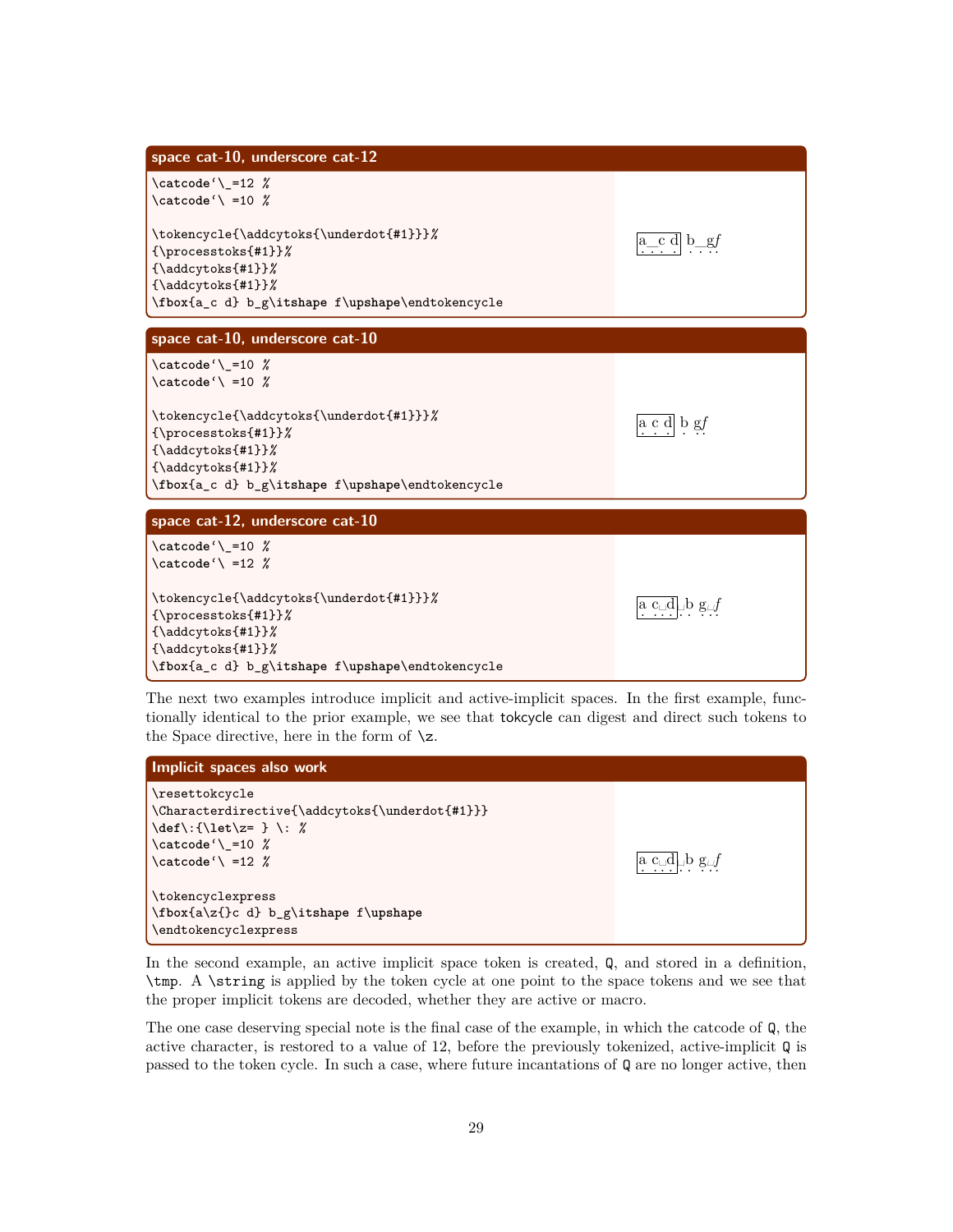**space cat-10, underscore cat-12**

```
\catcode`\_=12 %
\catcode`\ =10 %

\tokencycle{\addcytoks{\underdot{#1}}}%
{\processtoks{#1}}%
{\addcytoks{#1}}%
{\addcytoks{#1}}%
\fbox{a_c d} b_g\itshape f\upshape\endtokencycle
```

a_c d b_g*f*

**space cat-10, underscore cat-10**

```
\catcode`\_=10 %
\catcode`\ =10 %

\tokencycle{\addcytoks{\underdot{#1}}}%
{\processtoks{#1}}%
{\addcytoks{#1}}%
{\addcytoks{#1}}%
\fbox{a_c d} b_g\itshape f\upshape\endtokencycle
```

a c d b g*f*

**space cat-12, underscore cat-10**

```
\catcode`\_=10 %
\catcode`\ =12 %

\tokencycle{\addcytoks{\underdot{#1}}}%
{\processtoks{#1}}%
{\addcytoks{#1}}%
{\addcytoks{#1}}%
\fbox{a_c d} b_g\itshape f\upshape\endtokencycle
```

a c␣d␣b g␣*f*

The next two examples introduce implicit and active-implicit spaces. In the first example, functionally identical to the prior example, we see that tokcycle can digest and direct such tokens to the Space directive, here in the form of \z.

**Implicit spaces also work**

```
\resettokcycle
\Characterdirective{\addcytoks{\underdot{#1}}}
\def\:{\let\z= } \: %
\catcode`\_=10 %
\catcode`\ =12 %

\tokencyclexpress
\fbox{a\z{}c d} b_g\itshape f\upshape
\endtokencyclexpress
```

a c␣d␣b g␣*f*

In the second example, an active implicit space token is created, Q, and stored in a definition, \tmp. A \string is applied by the token cycle at one point to the space tokens and we see that the proper implicit tokens are decoded, whether they are active or macro.

The one case deserving special note is the final case of the example, in which the catcode of Q, the active character, is restored to a value of 12, before the previously tokenized, active-implicit Q is passed to the token cycle. In such a case, where future incantations of Q are no longer active, then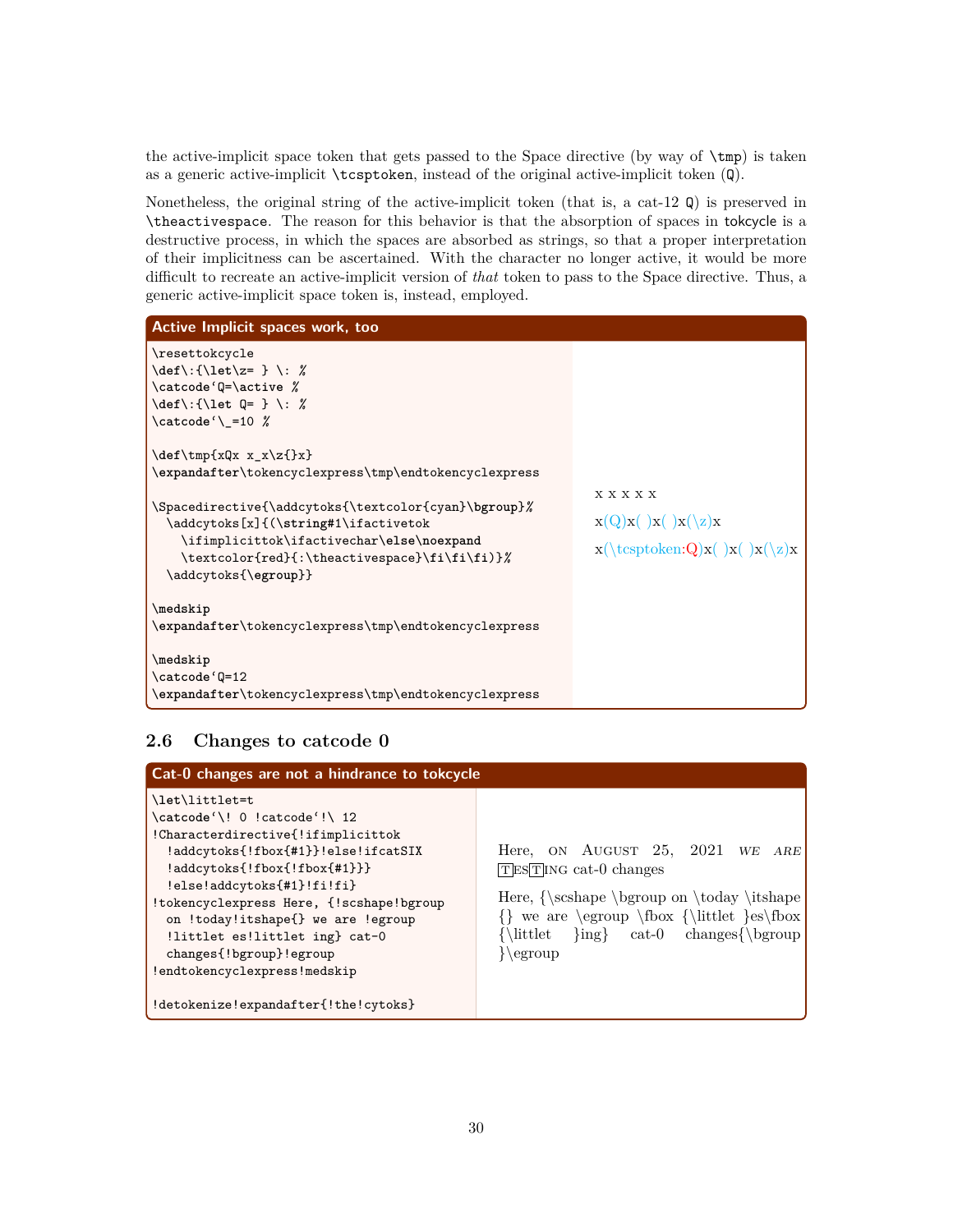the active-implicit space token that gets passed to the Space directive (by way of `\tmp`) is taken as a generic active-implicit `\tcsptoken`, instead of the original active-implicit token (`Q`).

Nonetheless, the original string of the active-implicit token (that is, a cat-12 `Q`) is preserved in `\theactivespace`. The reason for this behavior is that the absorption of spaces in `tokcycle` is a destructive process, in which the spaces are absorbed as strings, so that a proper interpretation of their implicitness can be ascertained. With the character no longer active, it would be more difficult to recreate an active-implicit version of *that* token to pass to the Space directive. Thus, a generic active-implicit space token is, instead, employed.

**Active Implicit spaces work, too**

```
\resettokcycle
\def\:{\let\z= } \: %
\catcode`Q=\active %
\def\:{\let Q= } \: %
\catcode`\_=10 %

\def\tmp{xQx x_x\z{}x}
\expandafter\tokencyclexpress\tmp\endtokencyclexpress

\Spacedirective{\addcytoks{\textcolor{cyan}\bgroup}%
  \addcytoks[x]{(\string#1\ifactivetok
    \ifimplicittok\ifactivechar\else\noexpand
    \textcolor{red}{:\theactivespace}\fi\fi\fi)}%
  \addcytoks{\egroup}}

\medskip
\expandafter\tokencyclexpress\tmp\endtokencyclexpress

\medskip
\catcode`Q=12
\expandafter\tokencyclexpress\tmp\endtokencyclexpress
```

x x x x x

x(Q)x( )x( )x(\z)x

x(\tcsptoken:Q)x( )x( )x(\z)x

## 2.6 Changes to catcode 0

**Cat-0 changes are not a hindrance to tokcycle**

```
\let\littlet=t
\catcode`\! 0 !catcode`!\ 12
!Characterdirective{!ifimplicittok
  !addcytoks{!fbox{#1}}!else!ifcatSIX
  !addcytoks{!fbox{!fbox{#1}}}
  !else!addcytoks{#1}!fi!fi}
!tokencyclexpress Here, {!scshape!bgroup
  on !today!itshape{} we are !egroup
  !littlet es!littlet ing} cat-0
  changes{!bgroup}!egroup
!endtokencyclexpress!medskip

!detokenize!expandafter{!the!cytoks}
```

Here, ON AUGUST 25, 2021 *WE ARE* T ES T ING cat-0 changes

Here, {\scshape \bgroup on \today \itshape {} we are \egroup \fbox {\littlet }es\fbox {\littlet }ing} cat-0 changes{\bgroup }\egroup